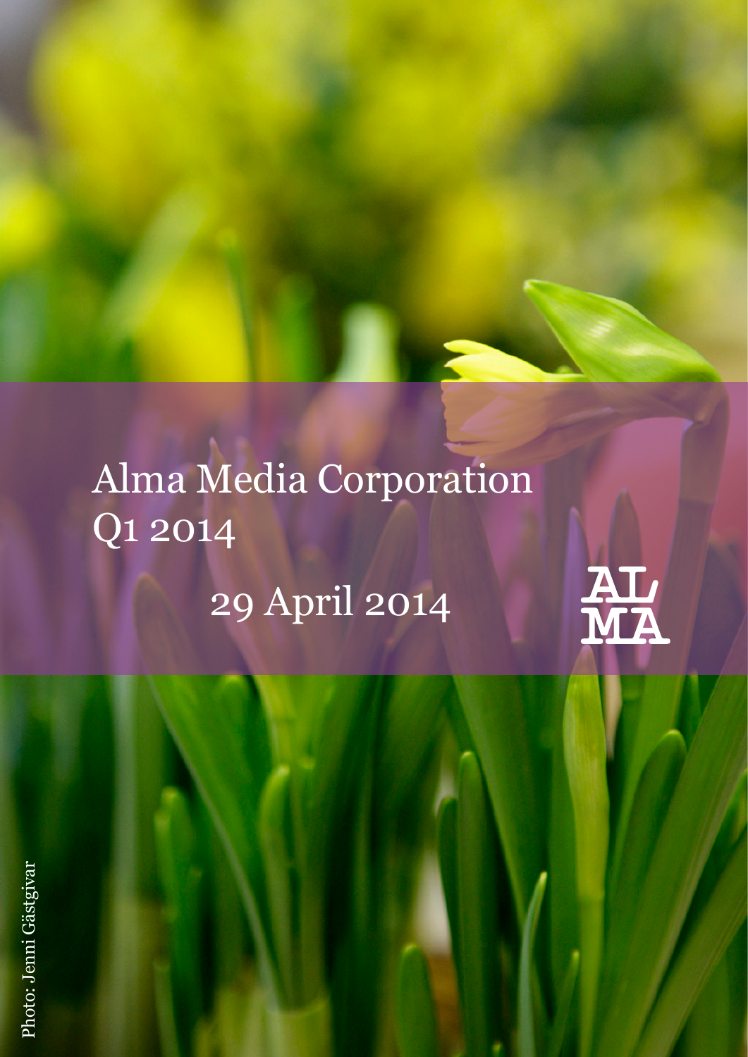# Alma Media Corporation Q1 2014

29 April 2014

AL MA

Photo: Jenni Gästgivar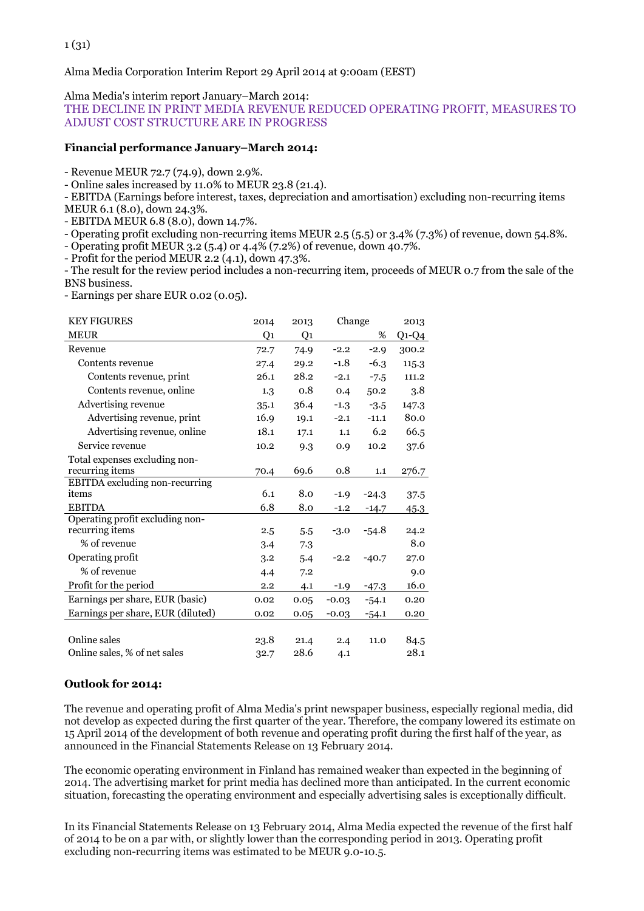Alma Media Corporation Interim Report 29 April 2014 at 9:00am (EEST)

Alma Media's interim report January–March 2014:

## THE DECLINE IN PRINT MEDIA REVENUE REDUCED OPERATING PROFIT, MEASURES TO ADJUST COST STRUCTURE ARE IN PROGRESS

**Financial performance January–March 2014:**

- Revenue MEUR 72.7 (74.9), down 2.9%.
- Online sales increased by 11.0% to MEUR 23.8 (21.4).
- EBITDA (Earnings before interest, taxes, depreciation and amortisation) excluding non-recurring items MEUR 6.1 (8.0), down 24.3%.
- EBITDA MEUR 6.8 (8.0), down 14.7%.
- Operating profit excluding non-recurring items MEUR 2.5 (5.5) or 3.4% (7.3%) of revenue, down 54.8%.
- Operating profit MEUR 3.2 (5.4) or 4.4% (7.2%) of revenue, down 40.7%.
- Profit for the period MEUR 2.2 (4.1), down 47.3%.
- The result for the review period includes a non-recurring item, proceeds of MEUR 0.7 from the sale of the BNS business.
- Earnings per share EUR 0.02 (0.05).

| KEY FIGURES | 2014 | 2013 | Change | | 2013 |
|---|---|---|---|---|---|
| MEUR | Q1 | Q1 | | % | Q1-Q4 |
| Revenue | 72.7 | 74.9 | -2.2 | -2.9 | 300.2 |
| Contents revenue | 27.4 | 29.2 | -1.8 | -6.3 | 115.3 |
| Contents revenue, print | 26.1 | 28.2 | -2.1 | -7.5 | 111.2 |
| Contents revenue, online | 1.3 | 0.8 | 0.4 | 50.2 | 3.8 |
| Advertising revenue | 35.1 | 36.4 | -1.3 | -3.5 | 147.3 |
| Advertising revenue, print | 16.9 | 19.1 | -2.1 | -11.1 | 80.0 |
| Advertising revenue, online | 18.1 | 17.1 | 1.1 | 6.2 | 66.5 |
| Service revenue | 10.2 | 9.3 | 0.9 | 10.2 | 37.6 |
| Total expenses excluding non-recurring items | 70.4 | 69.6 | 0.8 | 1.1 | 276.7 |
| EBITDA excluding non-recurring items | 6.1 | 8.0 | -1.9 | -24.3 | 37.5 |
| EBITDA | 6.8 | 8.0 | -1.2 | -14.7 | 45.3 |
| Operating profit excluding non-recurring items | 2.5 | 5.5 | -3.0 | -54.8 | 24.2 |
| % of revenue | 3.4 | 7.3 | | | 8.0 |
| Operating profit | 3.2 | 5.4 | -2.2 | -40.7 | 27.0 |
| % of revenue | 4.4 | 7.2 | | | 9.0 |
| Profit for the period | 2.2 | 4.1 | -1.9 | -47.3 | 16.0 |
| Earnings per share, EUR (basic) | 0.02 | 0.05 | -0.03 | -54.1 | 0.20 |
| Earnings per share, EUR (diluted) | 0.02 | 0.05 | -0.03 | -54.1 | 0.20 |
| | | | | | |
| Online sales | 23.8 | 21.4 | 2.4 | 11.0 | 84.5 |
| Online sales, % of net sales | 32.7 | 28.6 | 4.1 | | 28.1 |

**Outlook for 2014:**

The revenue and operating profit of Alma Media's print newspaper business, especially regional media, did not develop as expected during the first quarter of the year. Therefore, the company lowered its estimate on 15 April 2014 of the development of both revenue and operating profit during the first half of the year, as announced in the Financial Statements Release on 13 February 2014.

The economic operating environment in Finland has remained weaker than expected in the beginning of 2014. The advertising market for print media has declined more than anticipated. In the current economic situation, forecasting the operating environment and especially advertising sales is exceptionally difficult.

In its Financial Statements Release on 13 February 2014, Alma Media expected the revenue of the first half of 2014 to be on a par with, or slightly lower than the corresponding period in 2013. Operating profit excluding non-recurring items was estimated to be MEUR 9.0-10.5.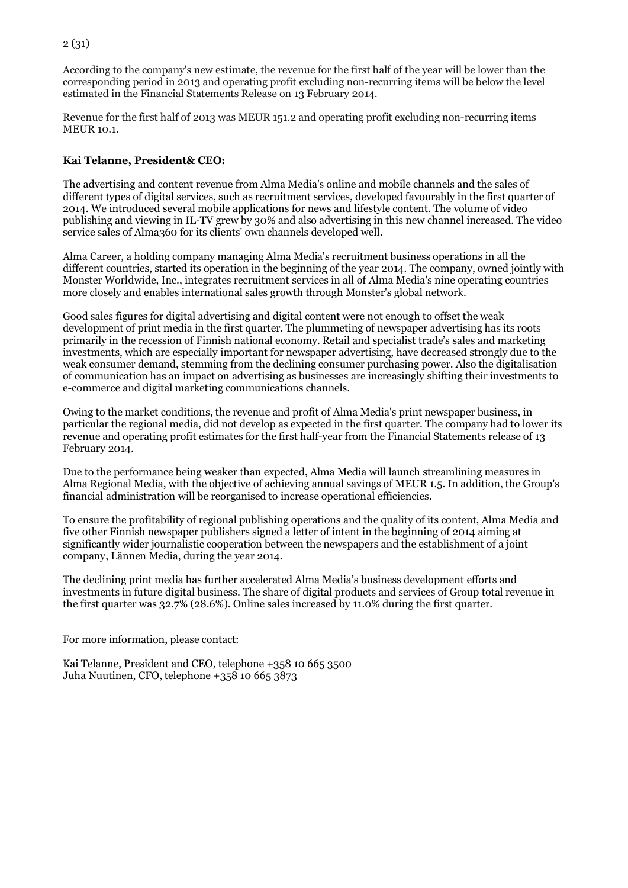According to the company's new estimate, the revenue for the first half of the year will be lower than the corresponding period in 2013 and operating profit excluding non-recurring items will be below the level estimated in the Financial Statements Release on 13 February 2014.

Revenue for the first half of 2013 was MEUR 151.2 and operating profit excluding non-recurring items MEUR 10.1.

**Kai Telanne, President& CEO:**

The advertising and content revenue from Alma Media's online and mobile channels and the sales of different types of digital services, such as recruitment services, developed favourably in the first quarter of 2014. We introduced several mobile applications for news and lifestyle content. The volume of video publishing and viewing in IL-TV grew by 30% and also advertising in this new channel increased. The video service sales of Alma360 for its clients' own channels developed well.

Alma Career, a holding company managing Alma Media's recruitment business operations in all the different countries, started its operation in the beginning of the year 2014. The company, owned jointly with Monster Worldwide, Inc., integrates recruitment services in all of Alma Media's nine operating countries more closely and enables international sales growth through Monster's global network.

Good sales figures for digital advertising and digital content were not enough to offset the weak development of print media in the first quarter. The plummeting of newspaper advertising has its roots primarily in the recession of Finnish national economy. Retail and specialist trade's sales and marketing investments, which are especially important for newspaper advertising, have decreased strongly due to the weak consumer demand, stemming from the declining consumer purchasing power. Also the digitalisation of communication has an impact on advertising as businesses are increasingly shifting their investments to e-commerce and digital marketing communications channels.

Owing to the market conditions, the revenue and profit of Alma Media's print newspaper business, in particular the regional media, did not develop as expected in the first quarter. The company had to lower its revenue and operating profit estimates for the first half-year from the Financial Statements release of 13 February 2014.

Due to the performance being weaker than expected, Alma Media will launch streamlining measures in Alma Regional Media, with the objective of achieving annual savings of MEUR 1.5. In addition, the Group's financial administration will be reorganised to increase operational efficiencies.

To ensure the profitability of regional publishing operations and the quality of its content, Alma Media and five other Finnish newspaper publishers signed a letter of intent in the beginning of 2014 aiming at significantly wider journalistic cooperation between the newspapers and the establishment of a joint company, Lännen Media, during the year 2014.

The declining print media has further accelerated Alma Media's business development efforts and investments in future digital business. The share of digital products and services of Group total revenue in the first quarter was 32.7% (28.6%). Online sales increased by 11.0% during the first quarter.

For more information, please contact:

Kai Telanne, President and CEO, telephone +358 10 665 3500
Juha Nuutinen, CFO, telephone +358 10 665 3873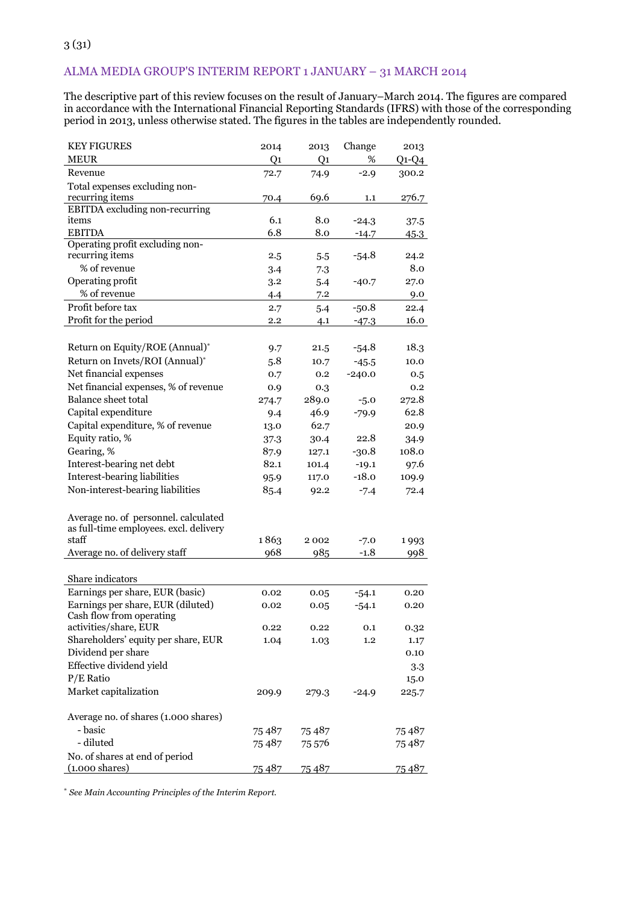## ALMA MEDIA GROUP'S INTERIM REPORT 1 JANUARY – 31 MARCH 2014

The descriptive part of this review focuses on the result of January–March 2014. The figures are compared in accordance with the International Financial Reporting Standards (IFRS) with those of the corresponding period in 2013, unless otherwise stated. The figures in the tables are independently rounded.

| KEY FIGURES<br>MEUR | 2014<br>Q1 | 2013<br>Q1 | Change<br>% | 2013<br>Q1-Q4 |
|---|---|---|---|---|
| Revenue | 72.7 | 74.9 | -2.9 | 300.2 |
| Total expenses excluding non-recurring items | 70.4 | 69.6 | 1.1 | 276.7 |
| EBITDA excluding non-recurring items | 6.1 | 8.0 | -24.3 | 37.5 |
| EBITDA | 6.8 | 8.0 | -14.7 | 45.3 |
| Operating profit excluding non-recurring items | 2.5 | 5.5 | -54.8 | 24.2 |
| % of revenue | 3.4 | 7.3 | | 8.0 |
| Operating profit | 3.2 | 5.4 | -40.7 | 27.0 |
| % of revenue | 4.4 | 7.2 | | 9.0 |
| Profit before tax | 2.7 | 5.4 | -50.8 | 22.4 |
| Profit for the period | 2.2 | 4.1 | -47.3 | 16.0 |
| | | | | |
| Return on Equity/ROE (Annual)* | 9.7 | 21.5 | -54.8 | 18.3 |
| Return on Invets/ROI (Annual)* | 5.8 | 10.7 | -45.5 | 10.0 |
| Net financial expenses | 0.7 | 0.2 | -240.0 | 0.5 |
| Net financial expenses, % of revenue | 0.9 | 0.3 | | 0.2 |
| Balance sheet total | 274.7 | 289.0 | -5.0 | 272.8 |
| Capital expenditure | 9.4 | 46.9 | -79.9 | 62.8 |
| Capital expenditure, % of revenue | 13.0 | 62.7 | | 20.9 |
| Equity ratio, % | 37.3 | 30.4 | 22.8 | 34.9 |
| Gearing, % | 87.9 | 127.1 | -30.8 | 108.0 |
| Interest-bearing net debt | 82.1 | 101.4 | -19.1 | 97.6 |
| Interest-bearing liabilities | 95.9 | 117.0 | -18.0 | 109.9 |
| Non-interest-bearing liabilities | 85.4 | 92.2 | -7.4 | 72.4 |
| | | | | |
| Average no. of personnel. calculated as full-time employees. excl. delivery staff | 1 863 | 2 002 | -7.0 | 1 993 |
| Average no. of delivery staff | 968 | 985 | -1.8 | 998 |
| | | | | |
| Share indicators | | | | |
| Earnings per share, EUR (basic) | 0.02 | 0.05 | -54.1 | 0.20 |
| Earnings per share, EUR (diluted) | 0.02 | 0.05 | -54.1 | 0.20 |
| Cash flow from operating activities/share, EUR | 0.22 | 0.22 | 0.1 | 0.32 |
| Shareholders' equity per share, EUR | 1.04 | 1.03 | 1.2 | 1.17 |
| Dividend per share | | | | 0.10 |
| Effective dividend yield | | | | 3.3 |
| P/E Ratio | | | | 15.0 |
| Market capitalization | 209.9 | 279.3 | -24.9 | 225.7 |
| | | | | |
| Average no. of shares (1.000 shares) | | | | |
| - basic | 75 487 | 75 487 | | 75 487 |
| - diluted | 75 487 | 75 576 | | 75 487 |
| No. of shares at end of period (1.000 shares) | 75 487 | 75 487 | | 75 487 |

*\* See Main Accounting Principles of the Interim Report.*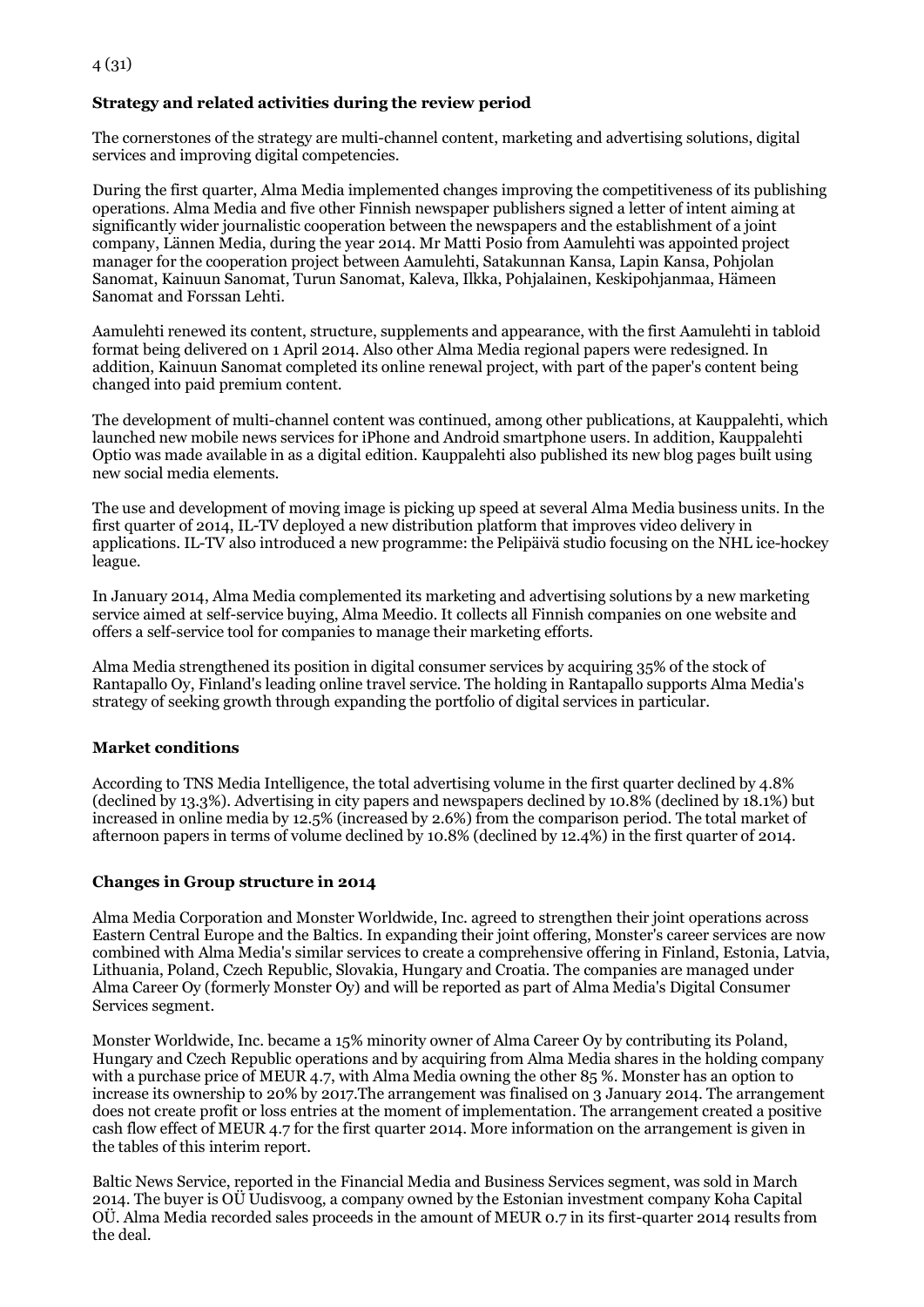## Strategy and related activities during the review period

The cornerstones of the strategy are multi-channel content, marketing and advertising solutions, digital services and improving digital competencies.

During the first quarter, Alma Media implemented changes improving the competitiveness of its publishing operations. Alma Media and five other Finnish newspaper publishers signed a letter of intent aiming at significantly wider journalistic cooperation between the newspapers and the establishment of a joint company, Lännen Media, during the year 2014. Mr Matti Posio from Aamulehti was appointed project manager for the cooperation project between Aamulehti, Satakunnan Kansa, Lapin Kansa, Pohjolan Sanomat, Kainuun Sanomat, Turun Sanomat, Kaleva, Ilkka, Pohjalainen, Keskipohjanmaa, Hämeen Sanomat and Forssan Lehti.

Aamulehti renewed its content, structure, supplements and appearance, with the first Aamulehti in tabloid format being delivered on 1 April 2014. Also other Alma Media regional papers were redesigned. In addition, Kainuun Sanomat completed its online renewal project, with part of the paper's content being changed into paid premium content.

The development of multi-channel content was continued, among other publications, at Kauppalehti, which launched new mobile news services for iPhone and Android smartphone users. In addition, Kauppalehti Optio was made available in as a digital edition. Kauppalehti also published its new blog pages built using new social media elements.

The use and development of moving image is picking up speed at several Alma Media business units. In the first quarter of 2014, IL-TV deployed a new distribution platform that improves video delivery in applications. IL-TV also introduced a new programme: the Pelipäivä studio focusing on the NHL ice-hockey league.

In January 2014, Alma Media complemented its marketing and advertising solutions by a new marketing service aimed at self-service buying, Alma Meedio. It collects all Finnish companies on one website and offers a self-service tool for companies to manage their marketing efforts.

Alma Media strengthened its position in digital consumer services by acquiring 35% of the stock of Rantapallo Oy, Finland's leading online travel service. The holding in Rantapallo supports Alma Media's strategy of seeking growth through expanding the portfolio of digital services in particular.

## Market conditions

According to TNS Media Intelligence, the total advertising volume in the first quarter declined by 4.8% (declined by 13.3%). Advertising in city papers and newspapers declined by 10.8% (declined by 18.1%) but increased in online media by 12.5% (increased by 2.6%) from the comparison period. The total market of afternoon papers in terms of volume declined by 10.8% (declined by 12.4%) in the first quarter of 2014.

## Changes in Group structure in 2014

Alma Media Corporation and Monster Worldwide, Inc. agreed to strengthen their joint operations across Eastern Central Europe and the Baltics. In expanding their joint offering, Monster's career services are now combined with Alma Media's similar services to create a comprehensive offering in Finland, Estonia, Latvia, Lithuania, Poland, Czech Republic, Slovakia, Hungary and Croatia. The companies are managed under Alma Career Oy (formerly Monster Oy) and will be reported as part of Alma Media's Digital Consumer Services segment.

Monster Worldwide, Inc. became a 15% minority owner of Alma Career Oy by contributing its Poland, Hungary and Czech Republic operations and by acquiring from Alma Media shares in the holding company with a purchase price of MEUR 4.7, with Alma Media owning the other 85 %. Monster has an option to increase its ownership to 20% by 2017.The arrangement was finalised on 3 January 2014. The arrangement does not create profit or loss entries at the moment of implementation. The arrangement created a positive cash flow effect of MEUR 4.7 for the first quarter 2014. More information on the arrangement is given in the tables of this interim report.

Baltic News Service, reported in the Financial Media and Business Services segment, was sold in March 2014. The buyer is OÜ Uudisvoog, a company owned by the Estonian investment company Koha Capital OÜ. Alma Media recorded sales proceeds in the amount of MEUR 0.7 in its first-quarter 2014 results from the deal.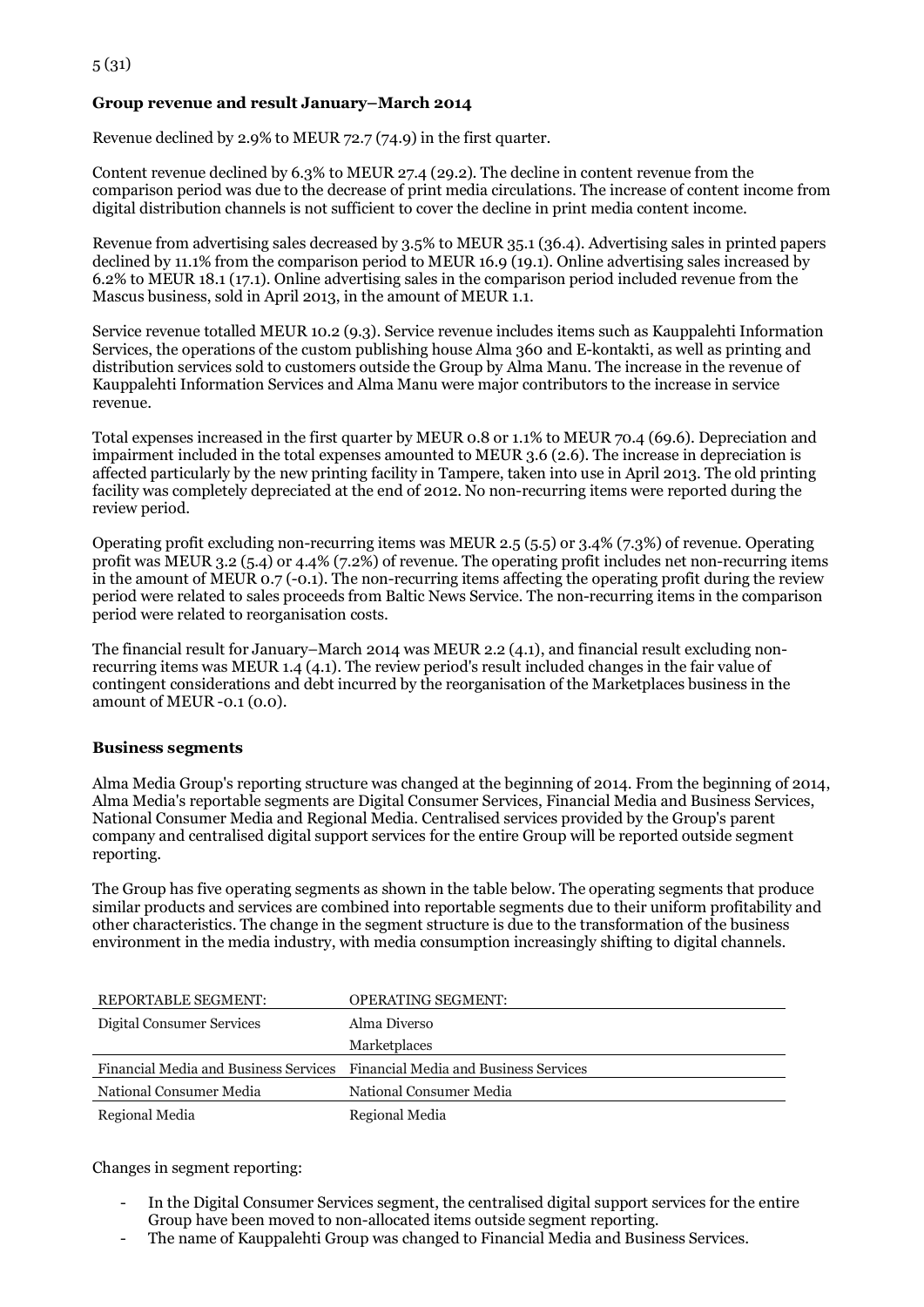## Group revenue and result January–March 2014

Revenue declined by 2.9% to MEUR 72.7 (74.9) in the first quarter.

Content revenue declined by 6.3% to MEUR 27.4 (29.2). The decline in content revenue from the comparison period was due to the decrease of print media circulations. The increase of content income from digital distribution channels is not sufficient to cover the decline in print media content income.

Revenue from advertising sales decreased by 3.5% to MEUR 35.1 (36.4). Advertising sales in printed papers declined by 11.1% from the comparison period to MEUR 16.9 (19.1). Online advertising sales increased by 6.2% to MEUR 18.1 (17.1). Online advertising sales in the comparison period included revenue from the Mascus business, sold in April 2013, in the amount of MEUR 1.1.

Service revenue totalled MEUR 10.2 (9.3). Service revenue includes items such as Kauppalehti Information Services, the operations of the custom publishing house Alma 360 and E-kontakti, as well as printing and distribution services sold to customers outside the Group by Alma Manu. The increase in the revenue of Kauppalehti Information Services and Alma Manu were major contributors to the increase in service revenue.

Total expenses increased in the first quarter by MEUR 0.8 or 1.1% to MEUR 70.4 (69.6). Depreciation and impairment included in the total expenses amounted to MEUR 3.6 (2.6). The increase in depreciation is affected particularly by the new printing facility in Tampere, taken into use in April 2013. The old printing facility was completely depreciated at the end of 2012. No non-recurring items were reported during the review period.

Operating profit excluding non-recurring items was MEUR 2.5 (5.5) or 3.4% (7.3%) of revenue. Operating profit was MEUR 3.2 (5.4) or 4.4% (7.2%) of revenue. The operating profit includes net non-recurring items in the amount of MEUR 0.7 (-0.1). The non-recurring items affecting the operating profit during the review period were related to sales proceeds from Baltic News Service. The non-recurring items in the comparison period were related to reorganisation costs.

The financial result for January–March 2014 was MEUR 2.2 (4.1), and financial result excluding non-recurring items was MEUR 1.4 (4.1). The review period's result included changes in the fair value of contingent considerations and debt incurred by the reorganisation of the Marketplaces business in the amount of MEUR -0.1 (0.0).

## Business segments

Alma Media Group's reporting structure was changed at the beginning of 2014. From the beginning of 2014, Alma Media's reportable segments are Digital Consumer Services, Financial Media and Business Services, National Consumer Media and Regional Media. Centralised services provided by the Group's parent company and centralised digital support services for the entire Group will be reported outside segment reporting.

The Group has five operating segments as shown in the table below. The operating segments that produce similar products and services are combined into reportable segments due to their uniform profitability and other characteristics. The change in the segment structure is due to the transformation of the business environment in the media industry, with media consumption increasingly shifting to digital channels.

| REPORTABLE SEGMENT: | OPERATING SEGMENT: |
|---|---|
| Digital Consumer Services | Alma Diverso |
| | Marketplaces |
| Financial Media and Business Services | Financial Media and Business Services |
| National Consumer Media | National Consumer Media |
| Regional Media | Regional Media |

Changes in segment reporting:

- In the Digital Consumer Services segment, the centralised digital support services for the entire Group have been moved to non-allocated items outside segment reporting.
- The name of Kauppalehti Group was changed to Financial Media and Business Services.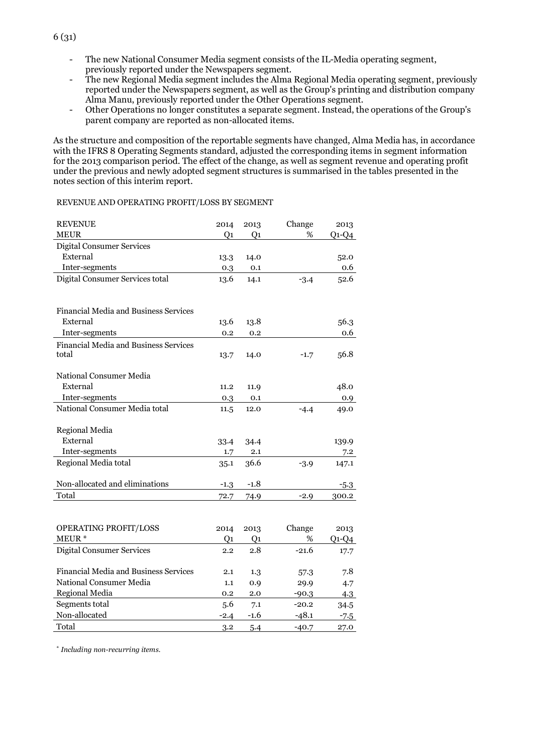- The new National Consumer Media segment consists of the IL-Media operating segment, previously reported under the Newspapers segment.
- The new Regional Media segment includes the Alma Regional Media operating segment, previously reported under the Newspapers segment, as well as the Group's printing and distribution company Alma Manu, previously reported under the Other Operations segment.
- Other Operations no longer constitutes a separate segment. Instead, the operations of the Group's parent company are reported as non-allocated items.

As the structure and composition of the reportable segments have changed, Alma Media has, in accordance with the IFRS 8 Operating Segments standard, adjusted the corresponding items in segment information for the 2013 comparison period. The effect of the change, as well as segment revenue and operating profit under the previous and newly adopted segment structures is summarised in the tables presented in the notes section of this interim report.

REVENUE AND OPERATING PROFIT/LOSS BY SEGMENT

| REVENUE<br>MEUR | 2014<br>Q1 | 2013<br>Q1 | Change<br>% | 2013<br>Q1-Q4 |
|---|---|---|---|---|
| Digital Consumer Services | | | | |
| External | 13.3 | 14.0 | | 52.0 |
| Inter-segments | 0.3 | 0.1 | | 0.6 |
| Digital Consumer Services total | 13.6 | 14.1 | -3.4 | 52.6 |
| | | | | |
| Financial Media and Business Services | | | | |
| External | 13.6 | 13.8 | | 56.3 |
| Inter-segments | 0.2 | 0.2 | | 0.6 |
| Financial Media and Business Services total | 13.7 | 14.0 | -1.7 | 56.8 |
| | | | | |
| National Consumer Media | | | | |
| External | 11.2 | 11.9 | | 48.0 |
| Inter-segments | 0.3 | 0.1 | | 0.9 |
| National Consumer Media total | 11.5 | 12.0 | -4.4 | 49.0 |
| | | | | |
| Regional Media | | | | |
| External | 33.4 | 34.4 | | 139.9 |
| Inter-segments | 1.7 | 2.1 | | 7.2 |
| Regional Media total | 35.1 | 36.6 | -3.9 | 147.1 |
| | | | | |
| Non-allocated and eliminations | -1.3 | -1.8 | | -5.3 |
| Total | 72.7 | 74.9 | -2.9 | 300.2 |

| OPERATING PROFIT/LOSS<br>MEUR * | 2014<br>Q1 | 2013<br>Q1 | Change<br>% | 2013<br>Q1-Q4 |
|---|---|---|---|---|
| Digital Consumer Services | 2.2 | 2.8 | -21.6 | 17.7 |
| | | | | |
| Financial Media and Business Services | 2.1 | 1.3 | 57.3 | 7.8 |
| National Consumer Media | 1.1 | 0.9 | 29.9 | 4.7 |
| Regional Media | 0.2 | 2.0 | -90.3 | 4.3 |
| Segments total | 5.6 | 7.1 | -20.2 | 34.5 |
| Non-allocated | -2.4 | -1.6 | -48.1 | -7.5 |
| Total | 3.2 | 5.4 | -40.7 | 27.0 |

* *Including non-recurring items.*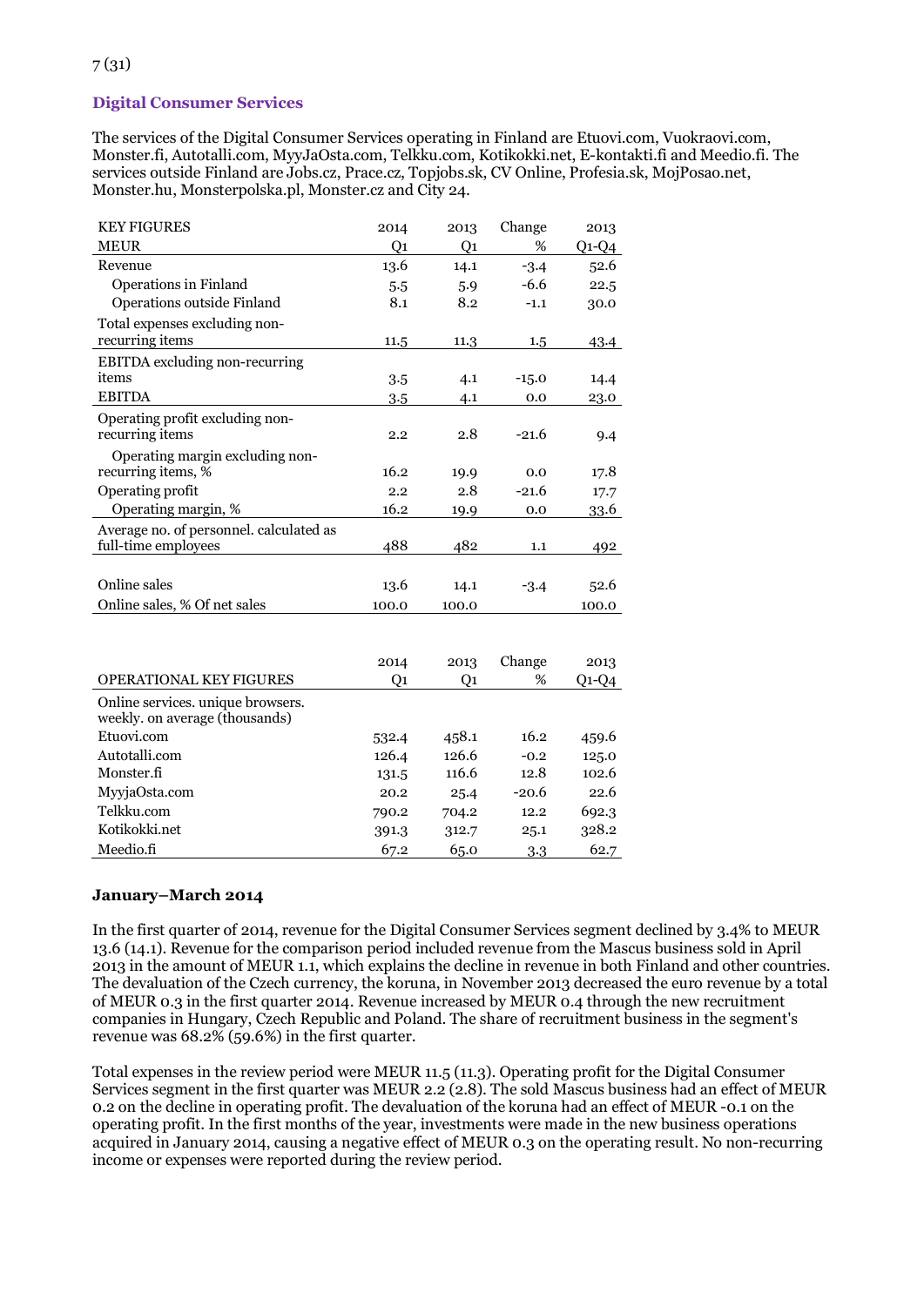### Digital Consumer Services

The services of the Digital Consumer Services operating in Finland are Etuovi.com, Vuokraovi.com, Monster.fi, Autotalli.com, MyyJaOsta.com, Telkku.com, Kotikokki.net, E-kontakti.fi and Meedio.fi. The services outside Finland are Jobs.cz, Prace.cz, Topjobs.sk, CV Online, Profesia.sk, MojPosao.net, Monster.hu, Monsterpolska.pl, Monster.cz and City 24.

| KEY FIGURES | 2014 | 2013 | Change | 2013 |
|---|---|---|---|---|
| MEUR | Q1 | Q1 | % | Q1-Q4 |
| Revenue | 13.6 | 14.1 | -3.4 | 52.6 |
| Operations in Finland | 5.5 | 5.9 | -6.6 | 22.5 |
| Operations outside Finland | 8.1 | 8.2 | -1.1 | 30.0 |
| Total expenses excluding non-recurring items | 11.5 | 11.3 | 1.5 | 43.4 |
| EBITDA excluding non-recurring items | 3.5 | 4.1 | -15.0 | 14.4 |
| EBITDA | 3.5 | 4.1 | 0.0 | 23.0 |
| Operating profit excluding non-recurring items | 2.2 | 2.8 | -21.6 | 9.4 |
| Operating margin excluding non-recurring items, % | 16.2 | 19.9 | 0.0 | 17.8 |
| Operating profit | 2.2 | 2.8 | -21.6 | 17.7 |
| Operating margin, % | 16.2 | 19.9 | 0.0 | 33.6 |
| Average no. of personnel. calculated as full-time employees | 488 | 482 | 1.1 | 492 |
| | | | | |
| Online sales | 13.6 | 14.1 | -3.4 | 52.6 |
| Online sales, % Of net sales | 100.0 | 100.0 | | 100.0 |

| | 2014 | 2013 | Change | 2013 |
|---|---|---|---|---|
| OPERATIONAL KEY FIGURES | Q1 | Q1 | % | Q1-Q4 |
| Online services. unique browsers. weekly. on average (thousands) | | | | |
| Etuovi.com | 532.4 | 458.1 | 16.2 | 459.6 |
| Autotalli.com | 126.4 | 126.6 | -0.2 | 125.0 |
| Monster.fi | 131.5 | 116.6 | 12.8 | 102.6 |
| MyyjaOsta.com | 20.2 | 25.4 | -20.6 | 22.6 |
| Telkku.com | 790.2 | 704.2 | 12.2 | 692.3 |
| Kotikokki.net | 391.3 | 312.7 | 25.1 | 328.2 |
| Meedio.fi | 67.2 | 65.0 | 3.3 | 62.7 |

**January–March 2014**

In the first quarter of 2014, revenue for the Digital Consumer Services segment declined by 3.4% to MEUR 13.6 (14.1). Revenue for the comparison period included revenue from the Mascus business sold in April 2013 in the amount of MEUR 1.1, which explains the decline in revenue in both Finland and other countries. The devaluation of the Czech currency, the koruna, in November 2013 decreased the euro revenue by a total of MEUR 0.3 in the first quarter 2014. Revenue increased by MEUR 0.4 through the new recruitment companies in Hungary, Czech Republic and Poland. The share of recruitment business in the segment's revenue was 68.2% (59.6%) in the first quarter.

Total expenses in the review period were MEUR 11.5 (11.3). Operating profit for the Digital Consumer Services segment in the first quarter was MEUR 2.2 (2.8). The sold Mascus business had an effect of MEUR 0.2 on the decline in operating profit. The devaluation of the koruna had an effect of MEUR -0.1 on the operating profit. In the first months of the year, investments were made in the new business operations acquired in January 2014, causing a negative effect of MEUR 0.3 on the operating result. No non-recurring income or expenses were reported during the review period.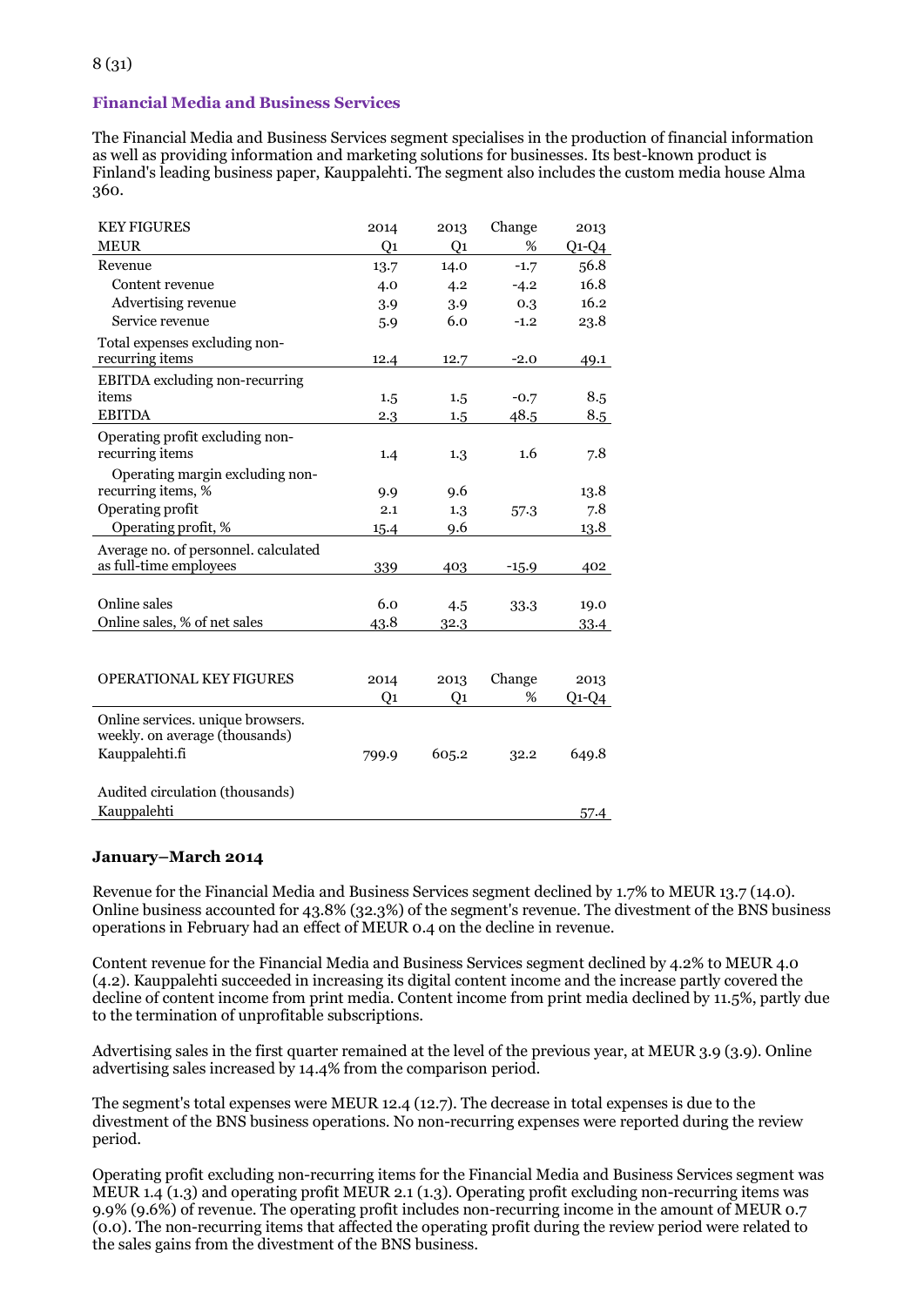## Financial Media and Business Services

The Financial Media and Business Services segment specialises in the production of financial information as well as providing information and marketing solutions for businesses. Its best-known product is Finland's leading business paper, Kauppalehti. The segment also includes the custom media house Alma 360.

| KEY FIGURES | 2014 | 2013 | Change | 2013 |
|---|---|---|---|---|
| MEUR | Q1 | Q1 | % | Q1-Q4 |
| Revenue | 13.7 | 14.0 | -1.7 | 56.8 |
| Content revenue | 4.0 | 4.2 | -4.2 | 16.8 |
| Advertising revenue | 3.9 | 3.9 | 0.3 | 16.2 |
| Service revenue | 5.9 | 6.0 | -1.2 | 23.8 |
| Total expenses excluding non-recurring items | 12.4 | 12.7 | -2.0 | 49.1 |
| EBITDA excluding non-recurring items | 1.5 | 1.5 | -0.7 | 8.5 |
| EBITDA | 2.3 | 1.5 | 48.5 | 8.5 |
| Operating profit excluding non-recurring items | 1.4 | 1.3 | 1.6 | 7.8 |
| Operating margin excluding non-recurring items, % | 9.9 | 9.6 | | 13.8 |
| Operating profit | 2.1 | 1.3 | 57.3 | 7.8 |
| Operating profit, % | 15.4 | 9.6 | | 13.8 |
| Average no. of personnel. calculated as full-time employees | 339 | 403 | -15.9 | 402 |
| Online sales | 6.0 | 4.5 | 33.3 | 19.0 |
| Online sales, % of net sales | 43.8 | 32.3 | | 33.4 |

| OPERATIONAL KEY FIGURES | 2014 | 2013 | Change | 2013 |
|---|---|---|---|---|
| | Q1 | Q1 | % | Q1-Q4 |
| Online services. unique browsers. weekly. on average (thousands) | | | | |
| Kauppalehti.fi | 799.9 | 605.2 | 32.2 | 649.8 |
| Audited circulation (thousands) | | | | |
| Kauppalehti | | | | 57.4 |

### January–March 2014

Revenue for the Financial Media and Business Services segment declined by 1.7% to MEUR 13.7 (14.0). Online business accounted for 43.8% (32.3%) of the segment's revenue. The divestment of the BNS business operations in February had an effect of MEUR 0.4 on the decline in revenue.

Content revenue for the Financial Media and Business Services segment declined by 4.2% to MEUR 4.0 (4.2). Kauppalehti succeeded in increasing its digital content income and the increase partly covered the decline of content income from print media. Content income from print media declined by 11.5%, partly due to the termination of unprofitable subscriptions.

Advertising sales in the first quarter remained at the level of the previous year, at MEUR 3.9 (3.9). Online advertising sales increased by 14.4% from the comparison period.

The segment's total expenses were MEUR 12.4 (12.7). The decrease in total expenses is due to the divestment of the BNS business operations. No non-recurring expenses were reported during the review period.

Operating profit excluding non-recurring items for the Financial Media and Business Services segment was MEUR 1.4 (1.3) and operating profit MEUR 2.1 (1.3). Operating profit excluding non-recurring items was 9.9% (9.6%) of revenue. The operating profit includes non-recurring income in the amount of MEUR 0.7 (0.0). The non-recurring items that affected the operating profit during the review period were related to the sales gains from the divestment of the BNS business.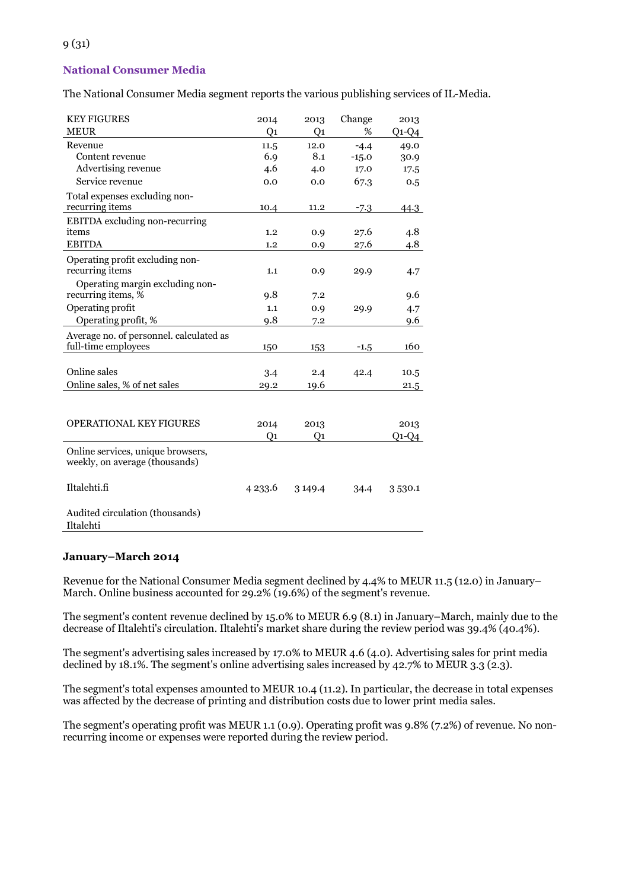## National Consumer Media

The National Consumer Media segment reports the various publishing services of IL-Media.

| KEY FIGURES<br>MEUR | 2014<br>Q1 | 2013<br>Q1 | Change<br>% | 2013<br>Q1-Q4 |
|---|---|---|---|---|
| Revenue | 11.5 | 12.0 | -4.4 | 49.0 |
| Content revenue | 6.9 | 8.1 | -15.0 | 30.9 |
| Advertising revenue | 4.6 | 4.0 | 17.0 | 17.5 |
| Service revenue | 0.0 | 0.0 | 67.3 | 0.5 |
| Total expenses excluding non-recurring items | 10.4 | 11.2 | -7.3 | 44.3 |
| EBITDA excluding non-recurring items | 1.2 | 0.9 | 27.6 | 4.8 |
| EBITDA | 1.2 | 0.9 | 27.6 | 4.8 |
| Operating profit excluding non-recurring items | 1.1 | 0.9 | 29.9 | 4.7 |
| Operating margin excluding non-recurring items, % | 9.8 | 7.2 | | 9.6 |
| Operating profit | 1.1 | 0.9 | 29.9 | 4.7 |
| Operating profit, % | 9.8 | 7.2 | | 9.6 |
| Average no. of personnel. calculated as full-time employees | 150 | 153 | -1.5 | 160 |
| Online sales | 3.4 | 2.4 | 42.4 | 10.5 |
| Online sales, % of net sales | 29.2 | 19.6 | | 21.5 |

| OPERATIONAL KEY FIGURES | 2014<br>Q1 | 2013<br>Q1 | | 2013<br>Q1-Q4 |
|---|---|---|---|---|
| Online services, unique browsers, weekly, on average (thousands) | | | | |
| Iltalehti.fi | 4 233.6 | 3 149.4 | 34.4 | 3 530.1 |
| Audited circulation (thousands)<br>Iltalehti | | | | |

**January–March 2014**

Revenue for the National Consumer Media segment declined by 4.4% to MEUR 11.5 (12.0) in January–March. Online business accounted for 29.2% (19.6%) of the segment's revenue.

The segment's content revenue declined by 15.0% to MEUR 6.9 (8.1) in January–March, mainly due to the decrease of Iltalehti's circulation. Iltalehti's market share during the review period was 39.4% (40.4%).

The segment's advertising sales increased by 17.0% to MEUR 4.6 (4.0). Advertising sales for print media declined by 18.1%. The segment's online advertising sales increased by 42.7% to MEUR 3.3 (2.3).

The segment's total expenses amounted to MEUR 10.4 (11.2). In particular, the decrease in total expenses was affected by the decrease of printing and distribution costs due to lower print media sales.

The segment's operating profit was MEUR 1.1 (0.9). Operating profit was 9.8% (7.2%) of revenue. No non-recurring income or expenses were reported during the review period.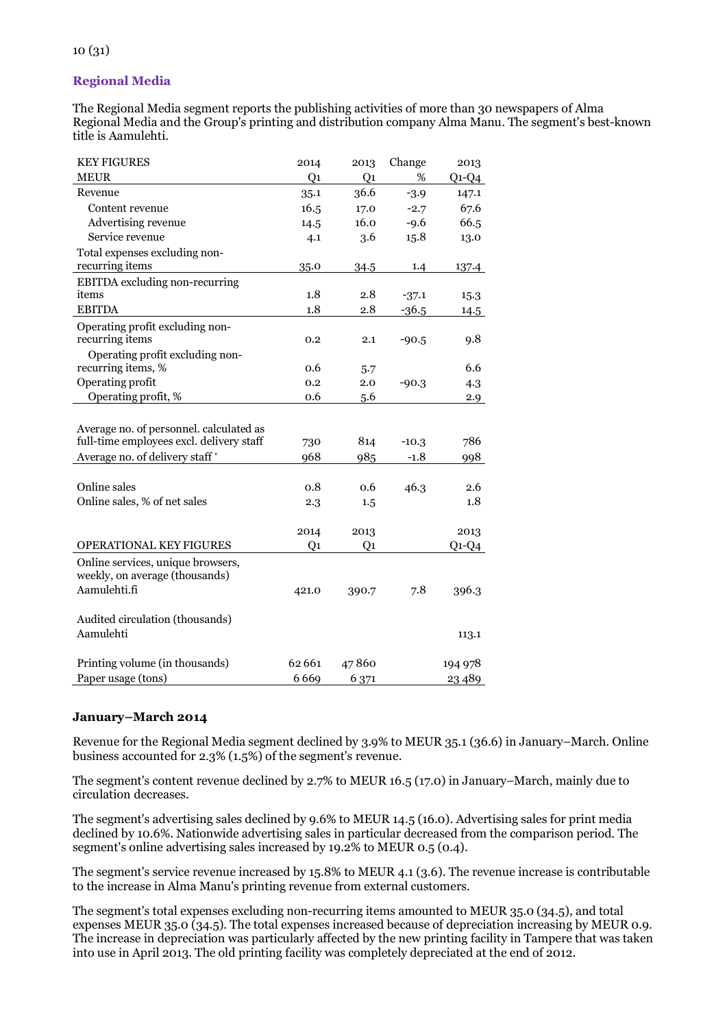## Regional Media

The Regional Media segment reports the publishing activities of more than 30 newspapers of Alma Regional Media and the Group's printing and distribution company Alma Manu. The segment's best-known title is Aamulehti.

| KEY FIGURES | 2014 | 2013 | Change | 2013 |
|---|---|---|---|---|
| MEUR | Q1 | Q1 | % | Q1-Q4 |
| Revenue | 35.1 | 36.6 | -3.9 | 147.1 |
| Content revenue | 16.5 | 17.0 | -2.7 | 67.6 |
| Advertising revenue | 14.5 | 16.0 | -9.6 | 66.5 |
| Service revenue | 4.1 | 3.6 | 15.8 | 13.0 |
| Total expenses excluding non-recurring items | 35.0 | 34.5 | 1.4 | 137.4 |
| EBITDA excluding non-recurring items | 1.8 | 2.8 | -37.1 | 15.3 |
| EBITDA | 1.8 | 2.8 | -36.5 | 14.5 |
| Operating profit excluding non-recurring items | 0.2 | 2.1 | -90.5 | 9.8 |
| Operating profit excluding non-recurring items, % | 0.6 | 5.7 | | 6.6 |
| Operating profit | 0.2 | 2.0 | -90.3 | 4.3 |
| Operating profit, % | 0.6 | 5.6 | | 2.9 |
| | | | | |
| Average no. of personnel. calculated as full-time employees excl. delivery staff | 730 | 814 | -10.3 | 786 |
| Average no. of delivery staff * | 968 | 985 | -1.8 | 998 |
| | | | | |
| Online sales | 0.8 | 0.6 | 46.3 | 2.6 |
| Online sales, % of net sales | 2.3 | 1.5 | | 1.8 |

| OPERATIONAL KEY FIGURES | 2014 Q1 | 2013 Q1 | | 2013 Q1-Q4 |
|---|---|---|---|---|
| Online services, unique browsers, weekly, on average (thousands) | | | | |
| Aamulehti.fi | 421.0 | 390.7 | 7.8 | 396.3 |
| | | | | |
| Audited circulation (thousands) | | | | |
| Aamulehti | | | | 113.1 |
| | | | | |
| Printing volume (in thousands) | 62 661 | 47 860 | | 194 978 |
| Paper usage (tons) | 6 669 | 6 371 | | 23 489 |

### January–March 2014

Revenue for the Regional Media segment declined by 3.9% to MEUR 35.1 (36.6) in January–March. Online business accounted for 2.3% (1.5%) of the segment's revenue.

The segment's content revenue declined by 2.7% to MEUR 16.5 (17.0) in January–March, mainly due to circulation decreases.

The segment's advertising sales declined by 9.6% to MEUR 14.5 (16.0). Advertising sales for print media declined by 10.6%. Nationwide advertising sales in particular decreased from the comparison period. The segment's online advertising sales increased by 19.2% to MEUR 0.5 (0.4).

The segment's service revenue increased by 15.8% to MEUR 4.1 (3.6). The revenue increase is contributable to the increase in Alma Manu's printing revenue from external customers.

The segment's total expenses excluding non-recurring items amounted to MEUR 35.0 (34.5), and total expenses MEUR 35.0 (34.5). The total expenses increased because of depreciation increasing by MEUR 0.9. The increase in depreciation was particularly affected by the new printing facility in Tampere that was taken into use in April 2013. The old printing facility was completely depreciated at the end of 2012.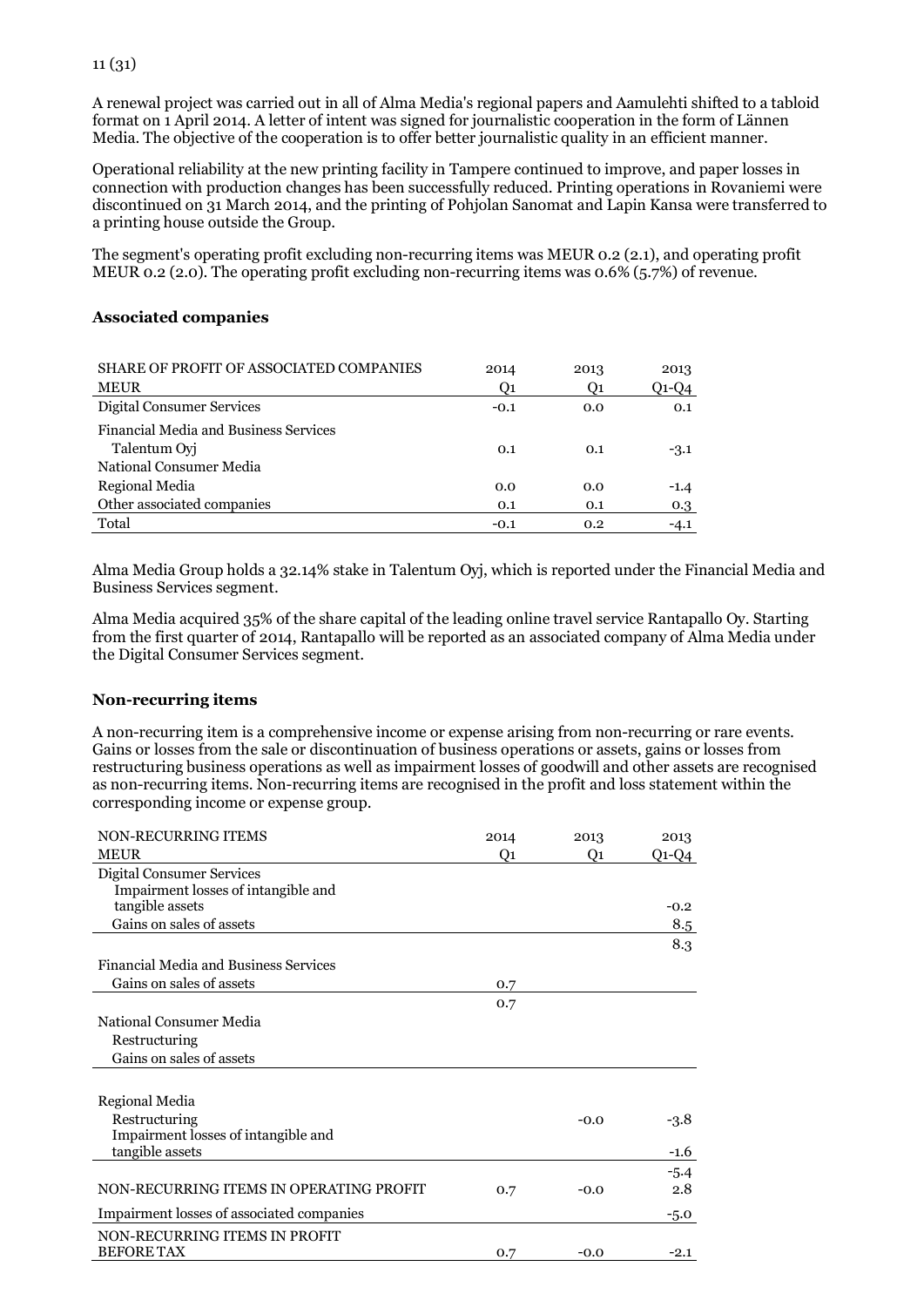A renewal project was carried out in all of Alma Media's regional papers and Aamulehti shifted to a tabloid format on 1 April 2014. A letter of intent was signed for journalistic cooperation in the form of Lännen Media. The objective of the cooperation is to offer better journalistic quality in an efficient manner.

Operational reliability at the new printing facility in Tampere continued to improve, and paper losses in connection with production changes has been successfully reduced. Printing operations in Rovaniemi were discontinued on 31 March 2014, and the printing of Pohjolan Sanomat and Lapin Kansa were transferred to a printing house outside the Group.

The segment's operating profit excluding non-recurring items was MEUR 0.2 (2.1), and operating profit MEUR 0.2 (2.0). The operating profit excluding non-recurring items was 0.6% (5.7%) of revenue.

**Associated companies**

| SHARE OF PROFIT OF ASSOCIATED COMPANIES MEUR | 2014 Q1 | 2013 Q1 | 2013 Q1-Q4 |
|---|---|---|---|
| Digital Consumer Services | -0.1 | 0.0 | 0.1 |
| Financial Media and Business Services | | | |
| Talentum Oyj | 0.1 | 0.1 | -3.1 |
| National Consumer Media | | | |
| Regional Media | 0.0 | 0.0 | -1.4 |
| Other associated companies | 0.1 | 0.1 | 0.3 |
| Total | -0.1 | 0.2 | -4.1 |

Alma Media Group holds a 32.14% stake in Talentum Oyj, which is reported under the Financial Media and Business Services segment.

Alma Media acquired 35% of the share capital of the leading online travel service Rantapallo Oy. Starting from the first quarter of 2014, Rantapallo will be reported as an associated company of Alma Media under the Digital Consumer Services segment.

**Non-recurring items**

A non-recurring item is a comprehensive income or expense arising from non-recurring or rare events. Gains or losses from the sale or discontinuation of business operations or assets, gains or losses from restructuring business operations as well as impairment losses of goodwill and other assets are recognised as non-recurring items. Non-recurring items are recognised in the profit and loss statement within the corresponding income or expense group.

| NON-RECURRING ITEMS MEUR | 2014 Q1 | 2013 Q1 | 2013 Q1-Q4 |
|---|---|---|---|
| Digital Consumer Services | | | |
| Impairment losses of intangible and tangible assets | | | -0.2 |
| Gains on sales of assets | | | 8.5 |
| | | | 8.3 |
| Financial Media and Business Services | | | |
| Gains on sales of assets | 0.7 | | |
| | 0.7 | | |
| National Consumer Media | | | |
| Restructuring | | | |
| Gains on sales of assets | | | |
| | | | |
| Regional Media | | | |
| Restructuring | | -0.0 | -3.8 |
| Impairment losses of intangible and tangible assets | | | -1.6 |
| | | | -5.4 |
| NON-RECURRING ITEMS IN OPERATING PROFIT | 0.7 | -0.0 | 2.8 |
| Impairment losses of associated companies | | | -5.0 |
| NON-RECURRING ITEMS IN PROFIT BEFORE TAX | 0.7 | -0.0 | -2.1 |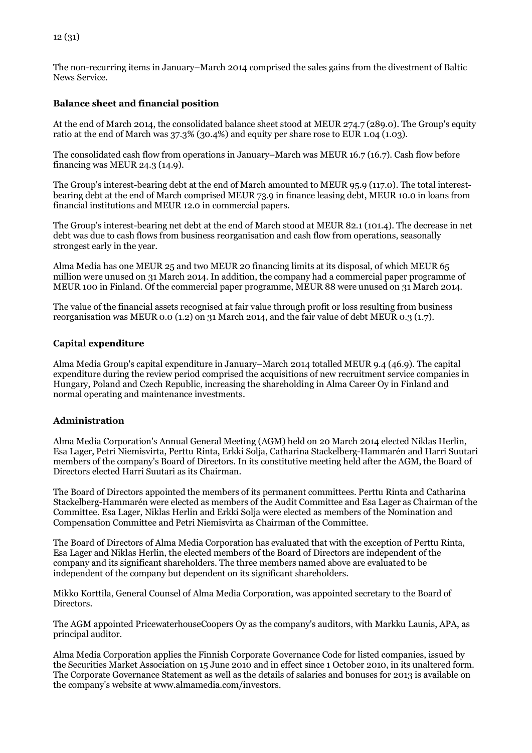The non-recurring items in January–March 2014 comprised the sales gains from the divestment of Baltic News Service.

## Balance sheet and financial position

At the end of March 2014, the consolidated balance sheet stood at MEUR 274.7 (289.0). The Group's equity ratio at the end of March was 37.3% (30.4%) and equity per share rose to EUR 1.04 (1.03).

The consolidated cash flow from operations in January–March was MEUR 16.7 (16.7). Cash flow before financing was MEUR 24.3 (14.9).

The Group's interest-bearing debt at the end of March amounted to MEUR 95.9 (117.0). The total interest-bearing debt at the end of March comprised MEUR 73.9 in finance leasing debt, MEUR 10.0 in loans from financial institutions and MEUR 12.0 in commercial papers.

The Group's interest-bearing net debt at the end of March stood at MEUR 82.1 (101.4). The decrease in net debt was due to cash flows from business reorganisation and cash flow from operations, seasonally strongest early in the year.

Alma Media has one MEUR 25 and two MEUR 20 financing limits at its disposal, of which MEUR 65 million were unused on 31 March 2014. In addition, the company had a commercial paper programme of MEUR 100 in Finland. Of the commercial paper programme, MEUR 88 were unused on 31 March 2014.

The value of the financial assets recognised at fair value through profit or loss resulting from business reorganisation was MEUR 0.0 (1.2) on 31 March 2014, and the fair value of debt MEUR 0.3 (1.7).

## Capital expenditure

Alma Media Group's capital expenditure in January–March 2014 totalled MEUR 9.4 (46.9). The capital expenditure during the review period comprised the acquisitions of new recruitment service companies in Hungary, Poland and Czech Republic, increasing the shareholding in Alma Career Oy in Finland and normal operating and maintenance investments.

## Administration

Alma Media Corporation's Annual General Meeting (AGM) held on 20 March 2014 elected Niklas Herlin, Esa Lager, Petri Niemisvirta, Perttu Rinta, Erkki Solja, Catharina Stackelberg-Hammarén and Harri Suutari members of the company's Board of Directors. In its constitutive meeting held after the AGM, the Board of Directors elected Harri Suutari as its Chairman.

The Board of Directors appointed the members of its permanent committees. Perttu Rinta and Catharina Stackelberg-Hammarén were elected as members of the Audit Committee and Esa Lager as Chairman of the Committee. Esa Lager, Niklas Herlin and Erkki Solja were elected as members of the Nomination and Compensation Committee and Petri Niemisvirta as Chairman of the Committee.

The Board of Directors of Alma Media Corporation has evaluated that with the exception of Perttu Rinta, Esa Lager and Niklas Herlin, the elected members of the Board of Directors are independent of the company and its significant shareholders. The three members named above are evaluated to be independent of the company but dependent on its significant shareholders.

Mikko Korttila, General Counsel of Alma Media Corporation, was appointed secretary to the Board of Directors.

The AGM appointed PricewaterhouseCoopers Oy as the company's auditors, with Markku Launis, APA, as principal auditor.

Alma Media Corporation applies the Finnish Corporate Governance Code for listed companies, issued by the Securities Market Association on 15 June 2010 and in effect since 1 October 2010, in its unaltered form. The Corporate Governance Statement as well as the details of salaries and bonuses for 2013 is available on the company's website at www.almamedia.com/investors.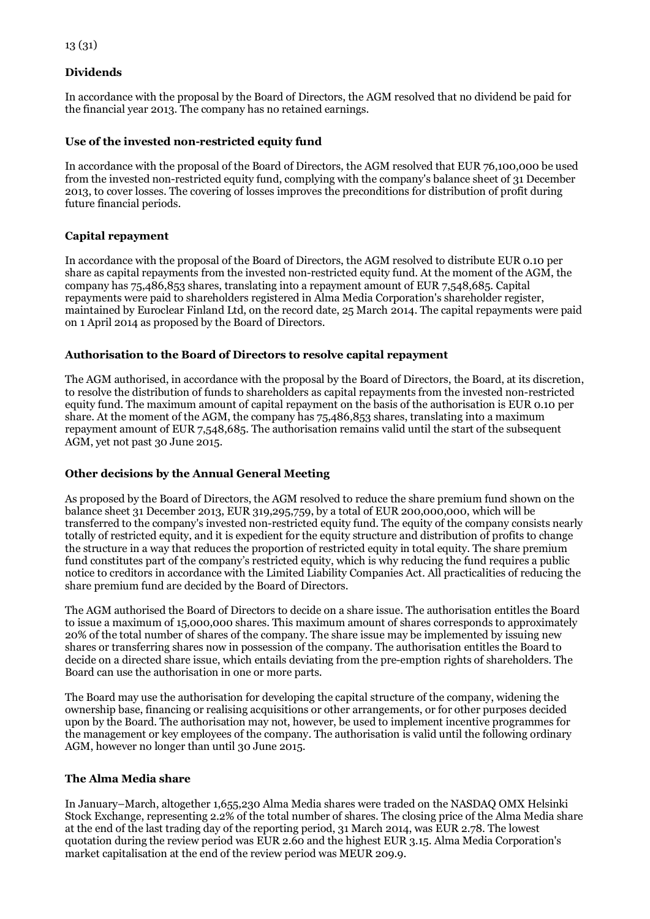### Dividends

In accordance with the proposal by the Board of Directors, the AGM resolved that no dividend be paid for the financial year 2013. The company has no retained earnings.

### Use of the invested non-restricted equity fund

In accordance with the proposal of the Board of Directors, the AGM resolved that EUR 76,100,000 be used from the invested non-restricted equity fund, complying with the company's balance sheet of 31 December 2013, to cover losses. The covering of losses improves the preconditions for distribution of profit during future financial periods.

### Capital repayment

In accordance with the proposal of the Board of Directors, the AGM resolved to distribute EUR 0.10 per share as capital repayments from the invested non-restricted equity fund. At the moment of the AGM, the company has 75,486,853 shares, translating into a repayment amount of EUR 7,548,685. Capital repayments were paid to shareholders registered in Alma Media Corporation's shareholder register, maintained by Euroclear Finland Ltd, on the record date, 25 March 2014. The capital repayments were paid on 1 April 2014 as proposed by the Board of Directors.

### Authorisation to the Board of Directors to resolve capital repayment

The AGM authorised, in accordance with the proposal by the Board of Directors, the Board, at its discretion, to resolve the distribution of funds to shareholders as capital repayments from the invested non-restricted equity fund. The maximum amount of capital repayment on the basis of the authorisation is EUR 0.10 per share. At the moment of the AGM, the company has 75,486,853 shares, translating into a maximum repayment amount of EUR 7,548,685. The authorisation remains valid until the start of the subsequent AGM, yet not past 30 June 2015.

### Other decisions by the Annual General Meeting

As proposed by the Board of Directors, the AGM resolved to reduce the share premium fund shown on the balance sheet 31 December 2013, EUR 319,295,759, by a total of EUR 200,000,000, which will be transferred to the company's invested non-restricted equity fund. The equity of the company consists nearly totally of restricted equity, and it is expedient for the equity structure and distribution of profits to change the structure in a way that reduces the proportion of restricted equity in total equity. The share premium fund constitutes part of the company's restricted equity, which is why reducing the fund requires a public notice to creditors in accordance with the Limited Liability Companies Act. All practicalities of reducing the share premium fund are decided by the Board of Directors.

The AGM authorised the Board of Directors to decide on a share issue. The authorisation entitles the Board to issue a maximum of 15,000,000 shares. This maximum amount of shares corresponds to approximately 20% of the total number of shares of the company. The share issue may be implemented by issuing new shares or transferring shares now in possession of the company. The authorisation entitles the Board to decide on a directed share issue, which entails deviating from the pre-emption rights of shareholders. The Board can use the authorisation in one or more parts.

The Board may use the authorisation for developing the capital structure of the company, widening the ownership base, financing or realising acquisitions or other arrangements, or for other purposes decided upon by the Board. The authorisation may not, however, be used to implement incentive programmes for the management or key employees of the company. The authorisation is valid until the following ordinary AGM, however no longer than until 30 June 2015.

### The Alma Media share

In January–March, altogether 1,655,230 Alma Media shares were traded on the NASDAQ OMX Helsinki Stock Exchange, representing 2.2% of the total number of shares. The closing price of the Alma Media share at the end of the last trading day of the reporting period, 31 March 2014, was EUR 2.78. The lowest quotation during the review period was EUR 2.60 and the highest EUR 3.15. Alma Media Corporation's market capitalisation at the end of the review period was MEUR 209.9.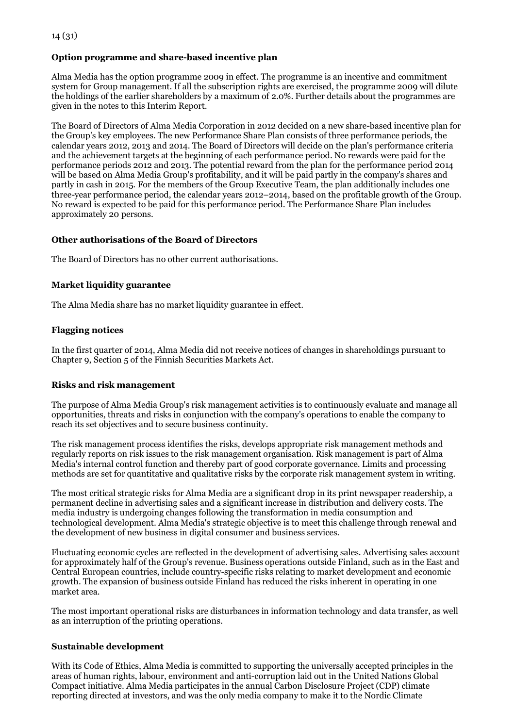### Option programme and share-based incentive plan

Alma Media has the option programme 2009 in effect. The programme is an incentive and commitment system for Group management. If all the subscription rights are exercised, the programme 2009 will dilute the holdings of the earlier shareholders by a maximum of 2.0%. Further details about the programmes are given in the notes to this Interim Report.

The Board of Directors of Alma Media Corporation in 2012 decided on a new share-based incentive plan for the Group's key employees. The new Performance Share Plan consists of three performance periods, the calendar years 2012, 2013 and 2014. The Board of Directors will decide on the plan's performance criteria and the achievement targets at the beginning of each performance period. No rewards were paid for the performance periods 2012 and 2013. The potential reward from the plan for the performance period 2014 will be based on Alma Media Group's profitability, and it will be paid partly in the company's shares and partly in cash in 2015. For the members of the Group Executive Team, the plan additionally includes one three-year performance period, the calendar years 2012–2014, based on the profitable growth of the Group. No reward is expected to be paid for this performance period. The Performance Share Plan includes approximately 20 persons.

### Other authorisations of the Board of Directors

The Board of Directors has no other current authorisations.

### Market liquidity guarantee

The Alma Media share has no market liquidity guarantee in effect.

### Flagging notices

In the first quarter of 2014, Alma Media did not receive notices of changes in shareholdings pursuant to Chapter 9, Section 5 of the Finnish Securities Markets Act.

### Risks and risk management

The purpose of Alma Media Group's risk management activities is to continuously evaluate and manage all opportunities, threats and risks in conjunction with the company's operations to enable the company to reach its set objectives and to secure business continuity.

The risk management process identifies the risks, develops appropriate risk management methods and regularly reports on risk issues to the risk management organisation. Risk management is part of Alma Media's internal control function and thereby part of good corporate governance. Limits and processing methods are set for quantitative and qualitative risks by the corporate risk management system in writing.

The most critical strategic risks for Alma Media are a significant drop in its print newspaper readership, a permanent decline in advertising sales and a significant increase in distribution and delivery costs. The media industry is undergoing changes following the transformation in media consumption and technological development. Alma Media's strategic objective is to meet this challenge through renewal and the development of new business in digital consumer and business services.

Fluctuating economic cycles are reflected in the development of advertising sales. Advertising sales account for approximately half of the Group's revenue. Business operations outside Finland, such as in the East and Central European countries, include country-specific risks relating to market development and economic growth. The expansion of business outside Finland has reduced the risks inherent in operating in one market area.

The most important operational risks are disturbances in information technology and data transfer, as well as an interruption of the printing operations.

### Sustainable development

With its Code of Ethics, Alma Media is committed to supporting the universally accepted principles in the areas of human rights, labour, environment and anti-corruption laid out in the United Nations Global Compact initiative. Alma Media participates in the annual Carbon Disclosure Project (CDP) climate reporting directed at investors, and was the only media company to make it to the Nordic Climate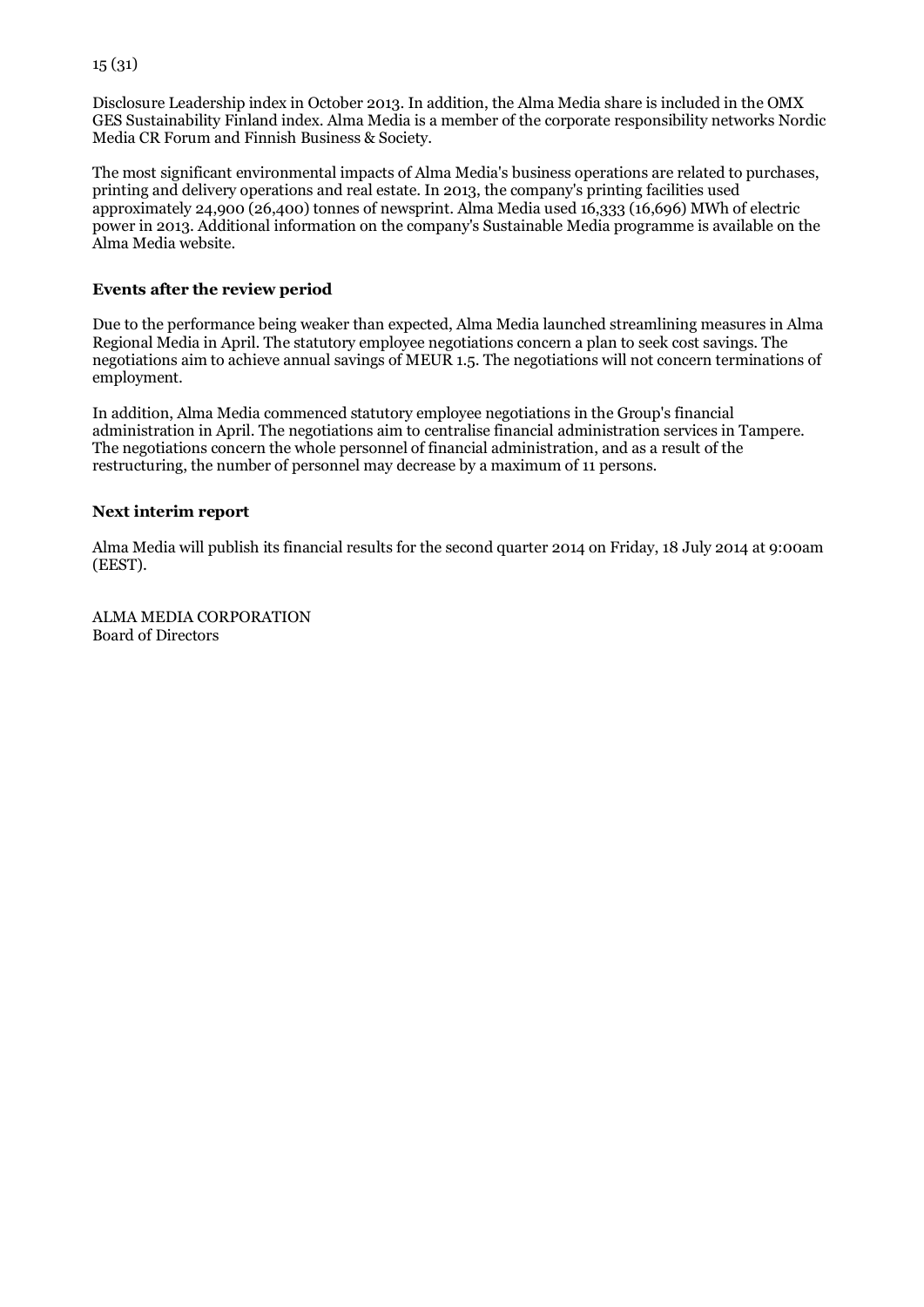Disclosure Leadership index in October 2013. In addition, the Alma Media share is included in the OMX GES Sustainability Finland index. Alma Media is a member of the corporate responsibility networks Nordic Media CR Forum and Finnish Business & Society.

The most significant environmental impacts of Alma Media's business operations are related to purchases, printing and delivery operations and real estate. In 2013, the company's printing facilities used approximately 24,900 (26,400) tonnes of newsprint. Alma Media used 16,333 (16,696) MWh of electric power in 2013. Additional information on the company's Sustainable Media programme is available on the Alma Media website.

**Events after the review period**

Due to the performance being weaker than expected, Alma Media launched streamlining measures in Alma Regional Media in April. The statutory employee negotiations concern a plan to seek cost savings. The negotiations aim to achieve annual savings of MEUR 1.5. The negotiations will not concern terminations of employment.

In addition, Alma Media commenced statutory employee negotiations in the Group's financial administration in April. The negotiations aim to centralise financial administration services in Tampere. The negotiations concern the whole personnel of financial administration, and as a result of the restructuring, the number of personnel may decrease by a maximum of 11 persons.

**Next interim report**

Alma Media will publish its financial results for the second quarter 2014 on Friday, 18 July 2014 at 9:00am (EEST).

ALMA MEDIA CORPORATION
Board of Directors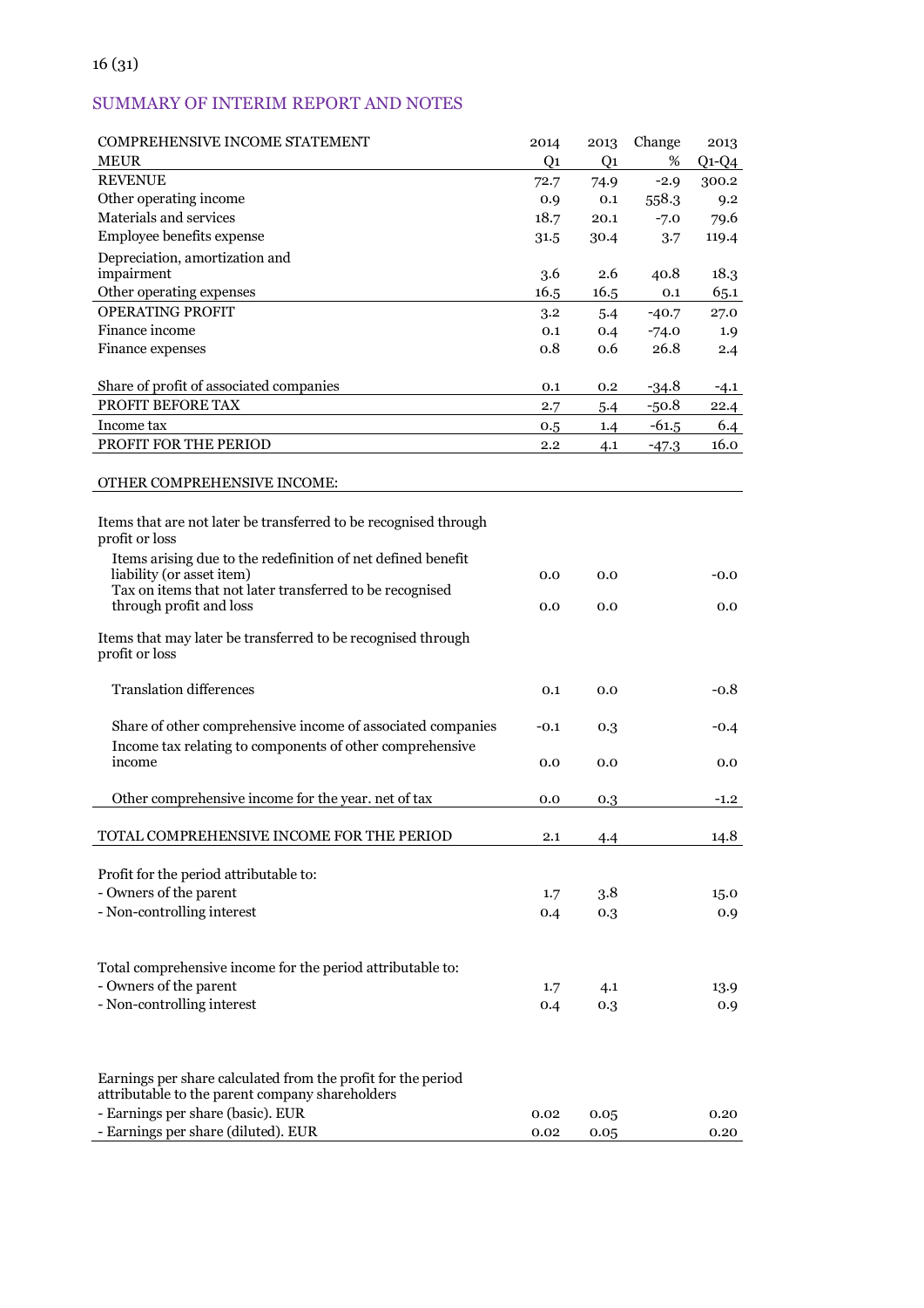## SUMMARY OF INTERIM REPORT AND NOTES

| COMPREHENSIVE INCOME STATEMENT | 2014 | 2013 | Change | 2013 |
|---|---|---|---|---|
| MEUR | Q1 | Q1 | % | Q1-Q4 |
| REVENUE | 72.7 | 74.9 | -2.9 | 300.2 |
| Other operating income | 0.9 | 0.1 | 558.3 | 9.2 |
| Materials and services | 18.7 | 20.1 | -7.0 | 79.6 |
| Employee benefits expense | 31.5 | 30.4 | 3.7 | 119.4 |
| Depreciation, amortization and impairment | 3.6 | 2.6 | 40.8 | 18.3 |
| Other operating expenses | 16.5 | 16.5 | 0.1 | 65.1 |
| OPERATING PROFIT | 3.2 | 5.4 | -40.7 | 27.0 |
| Finance income | 0.1 | 0.4 | -74.0 | 1.9 |
| Finance expenses | 0.8 | 0.6 | 26.8 | 2.4 |
| Share of profit of associated companies | 0.1 | 0.2 | -34.8 | -4.1 |
| PROFIT BEFORE TAX | 2.7 | 5.4 | -50.8 | 22.4 |
| Income tax | 0.5 | 1.4 | -61.5 | 6.4 |
| PROFIT FOR THE PERIOD | 2.2 | 4.1 | -47.3 | 16.0 |
| | | | | |
| OTHER COMPREHENSIVE INCOME: | | | | |
| Items that are not later be transferred to be recognised through profit or loss | | | | |
| Items arising due to the redefinition of net defined benefit liability (or asset item) | 0.0 | 0.0 | | -0.0 |
| Tax on items that not later transferred to be recognised through profit and loss | 0.0 | 0.0 | | 0.0 |
| Items that may later be transferred to be recognised through profit or loss | | | | |
| Translation differences | 0.1 | 0.0 | | -0.8 |
| Share of other comprehensive income of associated companies | -0.1 | 0.3 | | -0.4 |
| Income tax relating to components of other comprehensive income | 0.0 | 0.0 | | 0.0 |
| Other comprehensive income for the year. net of tax | 0.0 | 0.3 | | -1.2 |
| TOTAL COMPREHENSIVE INCOME FOR THE PERIOD | 2.1 | 4.4 | | 14.8 |
| | | | | |
| Profit for the period attributable to: | | | | |
| - Owners of the parent | 1.7 | 3.8 | | 15.0 |
| - Non-controlling interest | 0.4 | 0.3 | | 0.9 |
| | | | | |
| Total comprehensive income for the period attributable to: | | | | |
| - Owners of the parent | 1.7 | 4.1 | | 13.9 |
| - Non-controlling interest | 0.4 | 0.3 | | 0.9 |
| | | | | |
| Earnings per share calculated from the profit for the period attributable to the parent company shareholders | | | | |
| - Earnings per share (basic). EUR | 0.02 | 0.05 | | 0.20 |
| - Earnings per share (diluted). EUR | 0.02 | 0.05 | | 0.20 |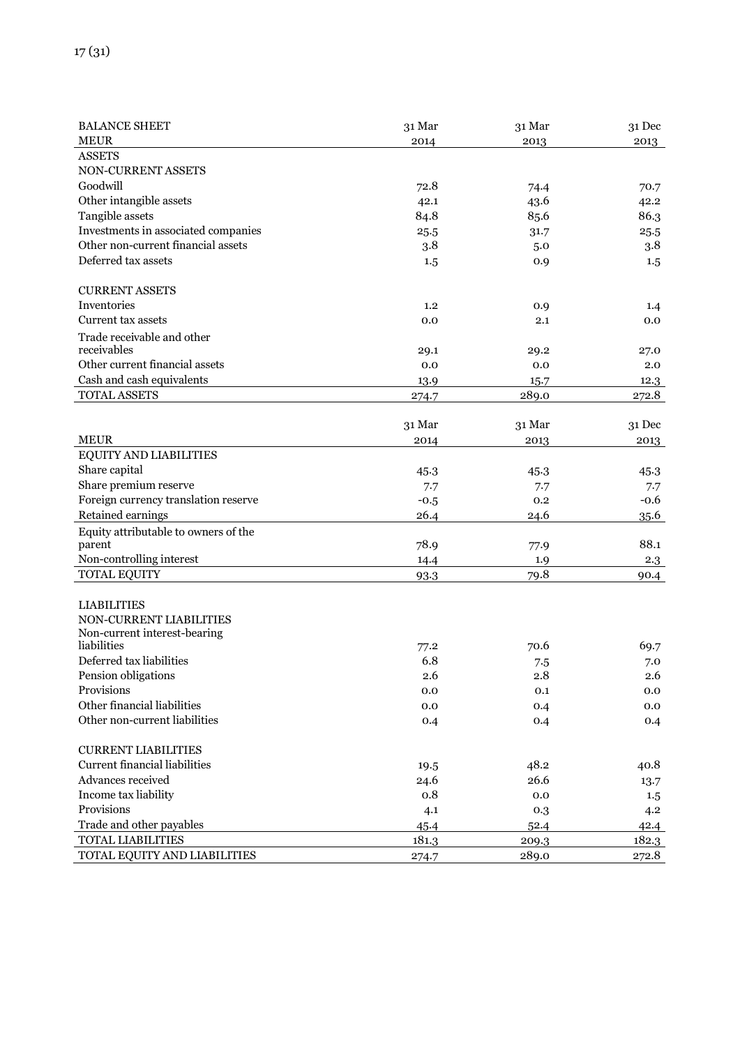| BALANCE SHEET | 31 Mar | 31 Mar | 31 Dec |
|---|---|---|---|
| MEUR | 2014 | 2013 | 2013 |
| ASSETS | | | |
| NON-CURRENT ASSETS | | | |
| Goodwill | 72.8 | 74.4 | 70.7 |
| Other intangible assets | 42.1 | 43.6 | 42.2 |
| Tangible assets | 84.8 | 85.6 | 86.3 |
| Investments in associated companies | 25.5 | 31.7 | 25.5 |
| Other non-current financial assets | 3.8 | 5.0 | 3.8 |
| Deferred tax assets | 1.5 | 0.9 | 1.5 |
| | | | |
| CURRENT ASSETS | | | |
| Inventories | 1.2 | 0.9 | 1.4 |
| Current tax assets | 0.0 | 2.1 | 0.0 |
| Trade receivable and other receivables | 29.1 | 29.2 | 27.0 |
| Other current financial assets | 0.0 | 0.0 | 2.0 |
| Cash and cash equivalents | 13.9 | 15.7 | 12.3 |
| TOTAL ASSETS | 274.7 | 289.0 | 272.8 |

| | 31 Mar | 31 Mar | 31 Dec |
|---|---|---|---|
| MEUR | 2014 | 2013 | 2013 |
| EQUITY AND LIABILITIES | | | |
| Share capital | 45.3 | 45.3 | 45.3 |
| Share premium reserve | 7.7 | 7.7 | 7.7 |
| Foreign currency translation reserve | -0.5 | 0.2 | -0.6 |
| Retained earnings | 26.4 | 24.6 | 35.6 |
| Equity attributable to owners of the parent | 78.9 | 77.9 | 88.1 |
| Non-controlling interest | 14.4 | 1.9 | 2.3 |
| TOTAL EQUITY | 93.3 | 79.8 | 90.4 |
| | | | |
| LIABILITIES | | | |
| NON-CURRENT LIABILITIES | | | |
| Non-current interest-bearing liabilities | 77.2 | 70.6 | 69.7 |
| Deferred tax liabilities | 6.8 | 7.5 | 7.0 |
| Pension obligations | 2.6 | 2.8 | 2.6 |
| Provisions | 0.0 | 0.1 | 0.0 |
| Other financial liabilities | 0.0 | 0.4 | 0.0 |
| Other non-current liabilities | 0.4 | 0.4 | 0.4 |
| | | | |
| CURRENT LIABILITIES | | | |
| Current financial liabilities | 19.5 | 48.2 | 40.8 |
| Advances received | 24.6 | 26.6 | 13.7 |
| Income tax liability | 0.8 | 0.0 | 1.5 |
| Provisions | 4.1 | 0.3 | 4.2 |
| Trade and other payables | 45.4 | 52.4 | 42.4 |
| TOTAL LIABILITIES | 181.3 | 209.3 | 182.3 |
| TOTAL EQUITY AND LIABILITIES | 274.7 | 289.0 | 272.8 |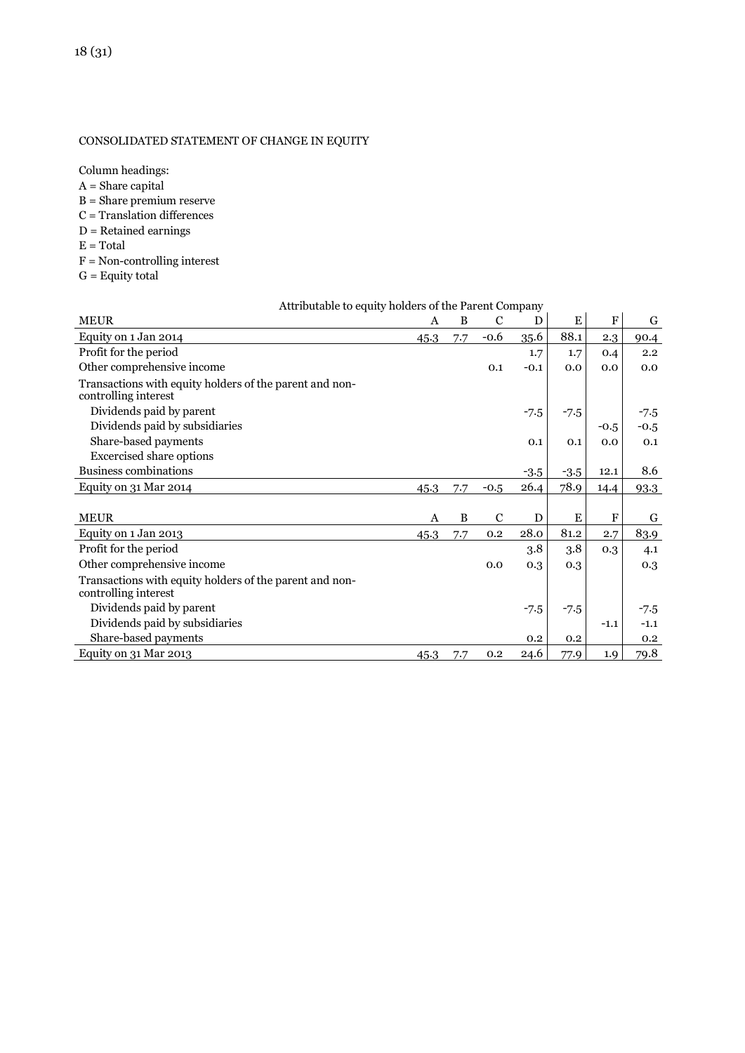CONSOLIDATED STATEMENT OF CHANGE IN EQUITY

Column headings:
A = Share capital
B = Share premium reserve
C = Translation differences
D = Retained earnings
E = Total
F = Non-controlling interest
G = Equity total

| | Attributable to equity holders of the Parent Company | | | | | | |
|---|---|---|---|---|---|---|---|
| MEUR | A | B | C | D | E | F | G |
| Equity on 1 Jan 2014 | 45.3 | 7.7 | -0.6 | 35.6 | 88.1 | 2.3 | 90.4 |
| Profit for the period | | | | 1.7 | 1.7 | 0.4 | 2.2 |
| Other comprehensive income | | | 0.1 | -0.1 | 0.0 | 0.0 | 0.0 |
| Transactions with equity holders of the parent and non-controlling interest | | | | | | | |
| Dividends paid by parent | | | | -7.5 | -7.5 | | -7.5 |
| Dividends paid by subsidiaries | | | | | | -0.5 | -0.5 |
| Share-based payments | | | | 0.1 | 0.1 | 0.0 | 0.1 |
| Excercised share options | | | | | | | |
| Business combinations | | | | -3.5 | -3.5 | 12.1 | 8.6 |
| Equity on 31 Mar 2014 | 45.3 | 7.7 | -0.5 | 26.4 | 78.9 | 14.4 | 93.3 |

| MEUR | A | B | C | D | E | F | G |
|---|---|---|---|---|---|---|---|
| Equity on 1 Jan 2013 | 45.3 | 7.7 | 0.2 | 28.0 | 81.2 | 2.7 | 83.9 |
| Profit for the period | | | | 3.8 | 3.8 | 0.3 | 4.1 |
| Other comprehensive income | | | 0.0 | 0.3 | 0.3 | | 0.3 |
| Transactions with equity holders of the parent and non-controlling interest | | | | | | | |
| Dividends paid by parent | | | | -7.5 | -7.5 | | -7.5 |
| Dividends paid by subsidiaries | | | | | | -1.1 | -1.1 |
| Share-based payments | | | | 0.2 | 0.2 | | 0.2 |
| Equity on 31 Mar 2013 | 45.3 | 7.7 | 0.2 | 24.6 | 77.9 | 1.9 | 79.8 |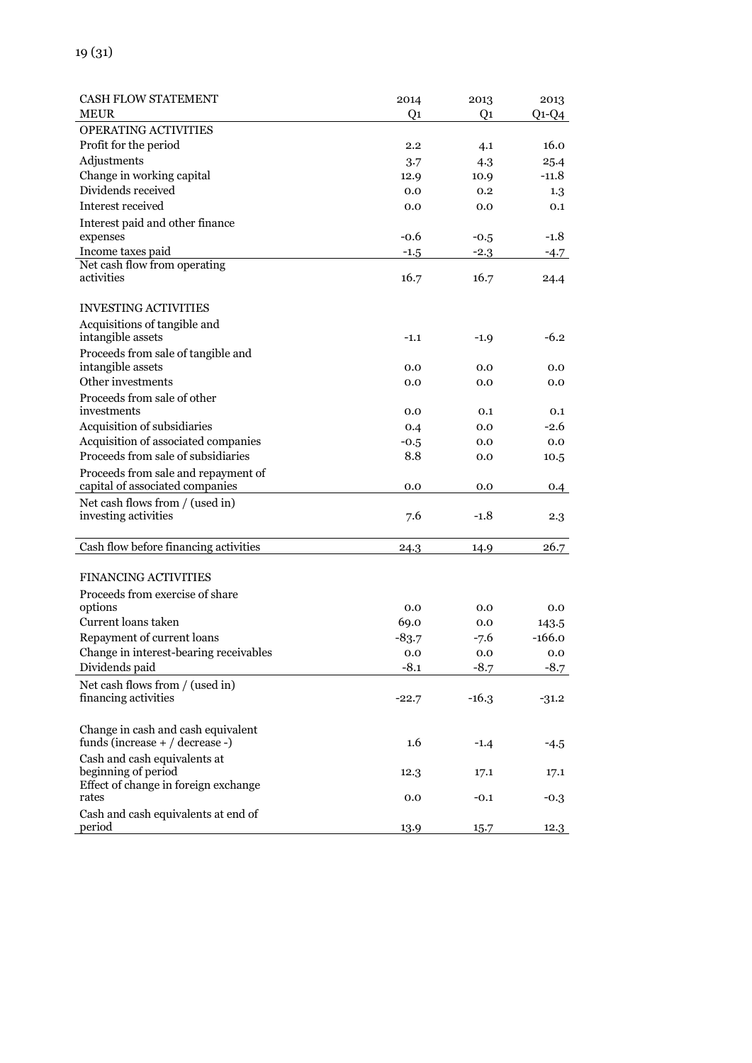| CASH FLOW STATEMENT<br>MEUR | 2014<br>Q1 | 2013<br>Q1 | 2013<br>Q1-Q4 |
|---|---|---|---|
| OPERATING ACTIVITIES | | | |
| Profit for the period | 2.2 | 4.1 | 16.0 |
| Adjustments | 3.7 | 4.3 | 25.4 |
| Change in working capital | 12.9 | 10.9 | -11.8 |
| Dividends received | 0.0 | 0.2 | 1.3 |
| Interest received | 0.0 | 0.0 | 0.1 |
| Interest paid and other finance expenses | -0.6 | -0.5 | -1.8 |
| Income taxes paid | -1.5 | -2.3 | -4.7 |
| Net cash flow from operating activities | 16.7 | 16.7 | 24.4 |
| | | | |
| INVESTING ACTIVITIES | | | |
| Acquisitions of tangible and intangible assets | -1.1 | -1.9 | -6.2 |
| Proceeds from sale of tangible and intangible assets | 0.0 | 0.0 | 0.0 |
| Other investments | 0.0 | 0.0 | 0.0 |
| Proceeds from sale of other investments | 0.0 | 0.1 | 0.1 |
| Acquisition of subsidiaries | 0.4 | 0.0 | -2.6 |
| Acquisition of associated companies | -0.5 | 0.0 | 0.0 |
| Proceeds from sale of subsidiaries | 8.8 | 0.0 | 10.5 |
| Proceeds from sale and repayment of capital of associated companies | 0.0 | 0.0 | 0.4 |
| Net cash flows from / (used in) investing activities | 7.6 | -1.8 | 2.3 |
| | | | |
| Cash flow before financing activities | 24.3 | 14.9 | 26.7 |
| | | | |
| FINANCING ACTIVITIES | | | |
| Proceeds from exercise of share options | 0.0 | 0.0 | 0.0 |
| Current loans taken | 69.0 | 0.0 | 143.5 |
| Repayment of current loans | -83.7 | -7.6 | -166.0 |
| Change in interest-bearing receivables | 0.0 | 0.0 | 0.0 |
| Dividends paid | -8.1 | -8.7 | -8.7 |
| Net cash flows from / (used in) financing activities | -22.7 | -16.3 | -31.2 |
| | | | |
| Change in cash and cash equivalent funds (increase + / decrease -) | 1.6 | -1.4 | -4.5 |
| Cash and cash equivalents at beginning of period | 12.3 | 17.1 | 17.1 |
| Effect of change in foreign exchange rates | 0.0 | -0.1 | -0.3 |
| Cash and cash equivalents at end of period | 13.9 | 15.7 | 12.3 |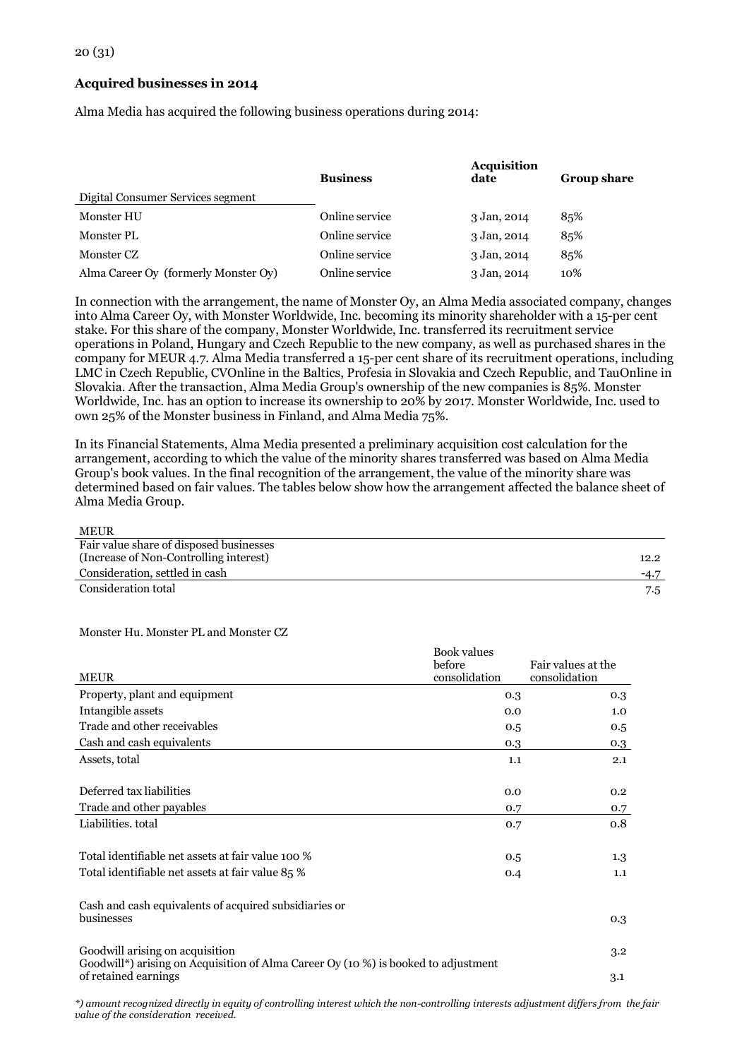### Acquired businesses in 2014

Alma Media has acquired the following business operations during 2014:

| | Business | Acquisition date | Group share |
|---|---|---|---|
| Digital Consumer Services segment | | | |
| Monster HU | Online service | 3 Jan, 2014 | 85% |
| Monster PL | Online service | 3 Jan, 2014 | 85% |
| Monster CZ | Online service | 3 Jan, 2014 | 85% |
| Alma Career Oy (formerly Monster Oy) | Online service | 3 Jan, 2014 | 10% |

In connection with the arrangement, the name of Monster Oy, an Alma Media associated company, changes into Alma Career Oy, with Monster Worldwide, Inc. becoming its minority shareholder with a 15-per cent stake. For this share of the company, Monster Worldwide, Inc. transferred its recruitment service operations in Poland, Hungary and Czech Republic to the new company, as well as purchased shares in the company for MEUR 4.7. Alma Media transferred a 15-per cent share of its recruitment operations, including LMC in Czech Republic, CVOnline in the Baltics, Profesia in Slovakia and Czech Republic, and TauOnline in Slovakia. After the transaction, Alma Media Group's ownership of the new companies is 85%. Monster Worldwide, Inc. has an option to increase its ownership to 20% by 2017. Monster Worldwide, Inc. used to own 25% of the Monster business in Finland, and Alma Media 75%.

In its Financial Statements, Alma Media presented a preliminary acquisition cost calculation for the arrangement, according to which the value of the minority shares transferred was based on Alma Media Group's book values. In the final recognition of the arrangement, the value of the minority share was determined based on fair values. The tables below show how the arrangement affected the balance sheet of Alma Media Group.

| MEUR | |
|---|---|
| Fair value share of disposed businesses (Increase of Non-Controlling interest) | 12.2 |
| Consideration, settled in cash | -4.7 |
| Consideration total | 7.5 |

Monster Hu. Monster PL and Monster CZ

| MEUR | Book values before consolidation | Fair values at the consolidation |
|---|---|---|
| Property, plant and equipment | 0.3 | 0.3 |
| Intangible assets | 0.0 | 1.0 |
| Trade and other receivables | 0.5 | 0.5 |
| Cash and cash equivalents | 0.3 | 0.3 |
| Assets, total | 1.1 | 2.1 |
| | | |
| Deferred tax liabilities | 0.0 | 0.2 |
| Trade and other payables | 0.7 | 0.7 |
| Liabilities. total | 0.7 | 0.8 |
| | | |
| Total identifiable net assets at fair value 100 % | 0.5 | 1.3 |
| Total identifiable net assets at fair value 85 % | 0.4 | 1.1 |
| | | |
| Cash and cash equivalents of acquired subsidiaries or businesses | | 0.3 |
| | | |
| Goodwill arising on acquisition | | 3.2 |
| Goodwill*) arising on Acquisition of Alma Career Oy (10 %) is booked to adjustment of retained earnings | | 3.1 |

*\*) amount recognized directly in equity of controlling interest which the non-controlling interests adjustment differs from the fair value of the consideration received.*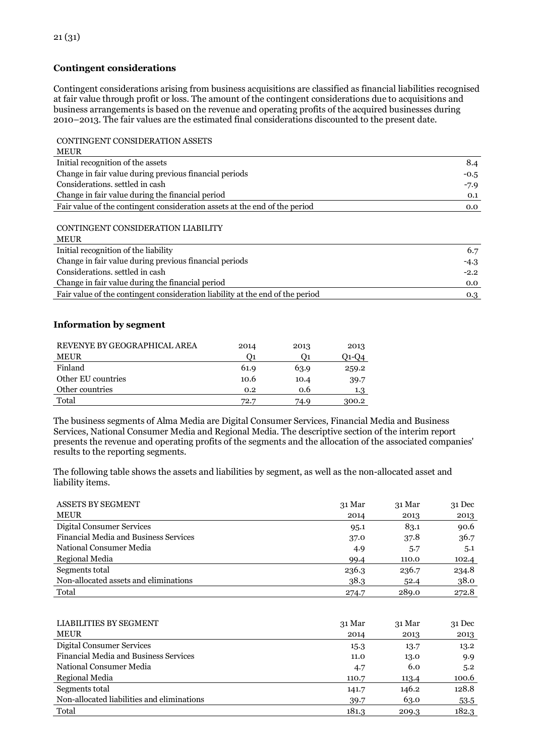### Contingent considerations

Contingent considerations arising from business acquisitions are classified as financial liabilities recognised at fair value through profit or loss. The amount of the contingent considerations due to acquisitions and business arrangements is based on the revenue and operating profits of the acquired businesses during 2010–2013. The fair values are the estimated final considerations discounted to the present date.

| CONTINGENT CONSIDERATION ASSETS<br>MEUR | |
|---|---|
| Initial recognition of the assets | 8.4 |
| Change in fair value during previous financial periods | -0.5 |
| Considerations. settled in cash | -7.9 |
| Change in fair value during the financial period | 0.1 |
| Fair value of the contingent consideration assets at the end of the period | 0.0 |

| CONTINGENT CONSIDERATION LIABILITY<br>MEUR | |
|---|---|
| Initial recognition of the liability | 6.7 |
| Change in fair value during previous financial periods | -4.3 |
| Considerations. settled in cash | -2.2 |
| Change in fair value during the financial period | 0.0 |
| Fair value of the contingent consideration liability at the end of the period | 0.3 |

### Information by segment

| REVENYE BY GEOGRAPHICAL AREA<br>MEUR | 2014<br>Q1 | 2013<br>Q1 | 2013<br>Q1-Q4 |
|---|---|---|---|
| Finland | 61.9 | 63.9 | 259.2 |
| Other EU countries | 10.6 | 10.4 | 39.7 |
| Other countries | 0.2 | 0.6 | 1.3 |
| Total | 72.7 | 74.9 | 300.2 |

The business segments of Alma Media are Digital Consumer Services, Financial Media and Business Services, National Consumer Media and Regional Media. The descriptive section of the interim report presents the revenue and operating profits of the segments and the allocation of the associated companies' results to the reporting segments.

The following table shows the assets and liabilities by segment, as well as the non-allocated asset and liability items.

| ASSETS BY SEGMENT<br>MEUR | 31 Mar<br>2014 | 31 Mar<br>2013 | 31 Dec<br>2013 |
|---|---|---|---|
| Digital Consumer Services | 95.1 | 83.1 | 90.6 |
| Financial Media and Business Services | 37.0 | 37.8 | 36.7 |
| National Consumer Media | 4.9 | 5.7 | 5.1 |
| Regional Media | 99.4 | 110.0 | 102.4 |
| Segments total | 236.3 | 236.7 | 234.8 |
| Non-allocated assets and eliminations | 38.3 | 52.4 | 38.0 |
| Total | 274.7 | 289.0 | 272.8 |

| LIABILITIES BY SEGMENT<br>MEUR | 31 Mar<br>2014 | 31 Mar<br>2013 | 31 Dec<br>2013 |
|---|---|---|---|
| Digital Consumer Services | 15.3 | 13.7 | 13.2 |
| Financial Media and Business Services | 11.0 | 13.0 | 9.9 |
| National Consumer Media | 4.7 | 6.0 | 5.2 |
| Regional Media | 110.7 | 113.4 | 100.6 |
| Segments total | 141.7 | 146.2 | 128.8 |
| Non-allocated liabilities and eliminations | 39.7 | 63.0 | 53.5 |
| Total | 181.3 | 209.3 | 182.3 |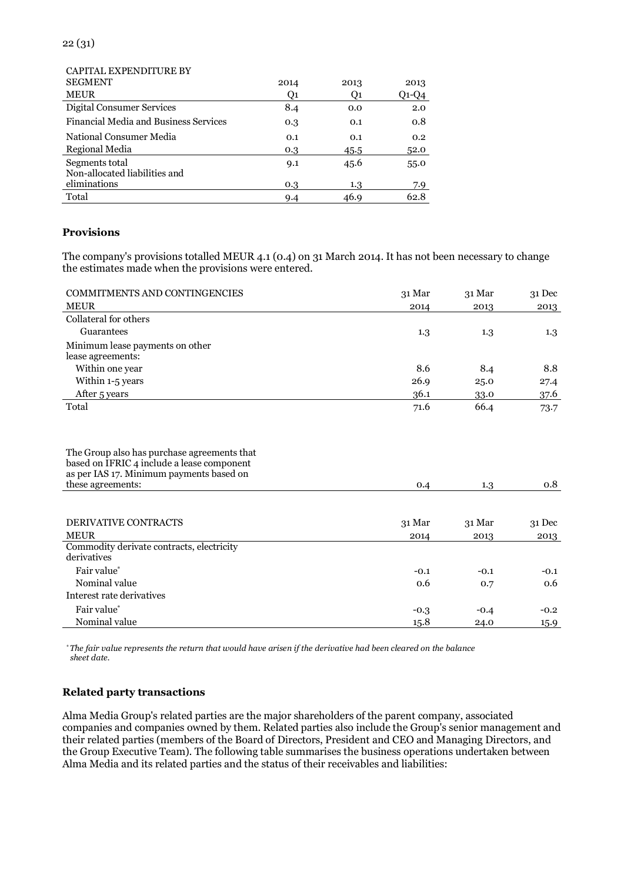| CAPITAL EXPENDITURE BY SEGMENT MEUR | 2014 Q1 | 2013 Q1 | 2013 Q1-Q4 |
|---|---|---|---|
| Digital Consumer Services | 8.4 | 0.0 | 2.0 |
| Financial Media and Business Services | 0.3 | 0.1 | 0.8 |
| National Consumer Media | 0.1 | 0.1 | 0.2 |
| Regional Media | 0.3 | 45.5 | 52.0 |
| Segments total | 9.1 | 45.6 | 55.0 |
| Non-allocated liabilities and eliminations | 0.3 | 1.3 | 7.9 |
| Total | 9.4 | 46.9 | 62.8 |

### Provisions

The company's provisions totalled MEUR 4.1 (0.4) on 31 March 2014. It has not been necessary to change the estimates made when the provisions were entered.

| COMMITMENTS AND CONTINGENCIES MEUR | 31 Mar 2014 | 31 Mar 2013 | 31 Dec 2013 |
|---|---|---|---|
| Collateral for others | | | |
| Guarantees | 1.3 | 1.3 | 1.3 |
| Minimum lease payments on other lease agreements: | | | |
| Within one year | 8.6 | 8.4 | 8.8 |
| Within 1-5 years | 26.9 | 25.0 | 27.4 |
| After 5 years | 36.1 | 33.0 | 37.6 |
| Total | 71.6 | 66.4 | 73.7 |
| | | | |
| The Group also has purchase agreements that based on IFRIC 4 include a lease component as per IAS 17. Minimum payments based on these agreements: | 0.4 | 1.3 | 0.8 |

| DERIVATIVE CONTRACTS MEUR | 31 Mar 2014 | 31 Mar 2013 | 31 Dec 2013 |
|---|---|---|---|
| Commodity derivate contracts, electricity derivatives | | | |
| Fair value* | -0.1 | -0.1 | -0.1 |
| Nominal value | 0.6 | 0.7 | 0.6 |
| Interest rate derivatives | | | |
| Fair value* | -0.3 | -0.4 | -0.2 |
| Nominal value | 15.8 | 24.0 | 15.9 |

*\* The fair value represents the return that would have arisen if the derivative had been cleared on the balance sheet date.*

### Related party transactions

Alma Media Group's related parties are the major shareholders of the parent company, associated companies and companies owned by them. Related parties also include the Group's senior management and their related parties (members of the Board of Directors, President and CEO and Managing Directors, and the Group Executive Team). The following table summarises the business operations undertaken between Alma Media and its related parties and the status of their receivables and liabilities: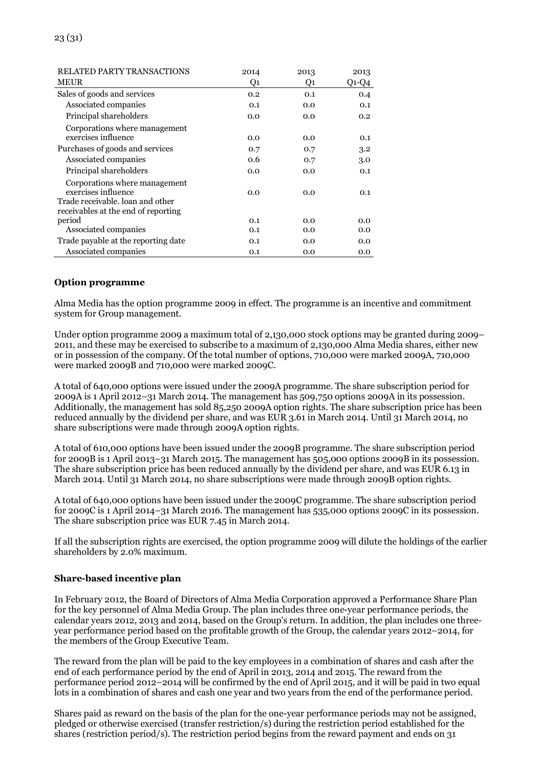| RELATED PARTY TRANSACTIONS<br>MEUR | 2014<br>Q1 | 2013<br>Q1 | 2013<br>Q1-Q4 |
|---|---|---|---|
| Sales of goods and services | 0.2 | 0.1 | 0.4 |
| Associated companies | 0.1 | 0.0 | 0.1 |
| Principal shareholders | 0.0 | 0.0 | 0.2 |
| Corporations where management exercises influence | 0.0 | 0.0 | 0.1 |
| Purchases of goods and services | 0.7 | 0.7 | 3.2 |
| Associated companies | 0.6 | 0.7 | 3.0 |
| Principal shareholders | 0.0 | 0.0 | 0.1 |
| Corporations where management exercises influence | 0.0 | 0.0 | 0.1 |
| Trade receivable. loan and other receivables at the end of reporting period | 0.1 | 0.0 | 0.0 |
| Associated companies | 0.1 | 0.0 | 0.0 |
| Trade payable at the reporting date | 0.1 | 0.0 | 0.0 |
| Associated companies | 0.1 | 0.0 | 0.0 |

### Option programme

Alma Media has the option programme 2009 in effect. The programme is an incentive and commitment system for Group management.

Under option programme 2009 a maximum total of 2,130,000 stock options may be granted during 2009–2011, and these may be exercised to subscribe to a maximum of 2,130,000 Alma Media shares, either new or in possession of the company. Of the total number of options, 710,000 were marked 2009A, 710,000 were marked 2009B and 710,000 were marked 2009C.

A total of 640,000 options were issued under the 2009A programme. The share subscription period for 2009A is 1 April 2012–31 March 2014. The management has 509,750 options 2009A in its possession. Additionally, the management has sold 85,250 2009A option rights. The share subscription price has been reduced annually by the dividend per share, and was EUR 3.61 in March 2014. Until 31 March 2014, no share subscriptions were made through 2009A option rights.

A total of 610,000 options have been issued under the 2009B programme. The share subscription period for 2009B is 1 April 2013–31 March 2015. The management has 505,000 options 2009B in its possession. The share subscription price has been reduced annually by the dividend per share, and was EUR 6.13 in March 2014. Until 31 March 2014, no share subscriptions were made through 2009B option rights.

A total of 640,000 options have been issued under the 2009C programme. The share subscription period for 2009C is 1 April 2014–31 March 2016. The management has 535,000 options 2009C in its possession. The share subscription price was EUR 7.45 in March 2014.

If all the subscription rights are exercised, the option programme 2009 will dilute the holdings of the earlier shareholders by 2.0% maximum.

### Share-based incentive plan

In February 2012, the Board of Directors of Alma Media Corporation approved a Performance Share Plan for the key personnel of Alma Media Group. The plan includes three one-year performance periods, the calendar years 2012, 2013 and 2014, based on the Group's return. In addition, the plan includes one three-year performance period based on the profitable growth of the Group, the calendar years 2012–2014, for the members of the Group Executive Team.

The reward from the plan will be paid to the key employees in a combination of shares and cash after the end of each performance period by the end of April in 2013, 2014 and 2015. The reward from the performance period 2012–2014 will be confirmed by the end of April 2015, and it will be paid in two equal lots in a combination of shares and cash one year and two years from the end of the performance period.

Shares paid as reward on the basis of the plan for the one-year performance periods may not be assigned, pledged or otherwise exercised (transfer restriction/s) during the restriction period established for the shares (restriction period/s). The restriction period begins from the reward payment and ends on 31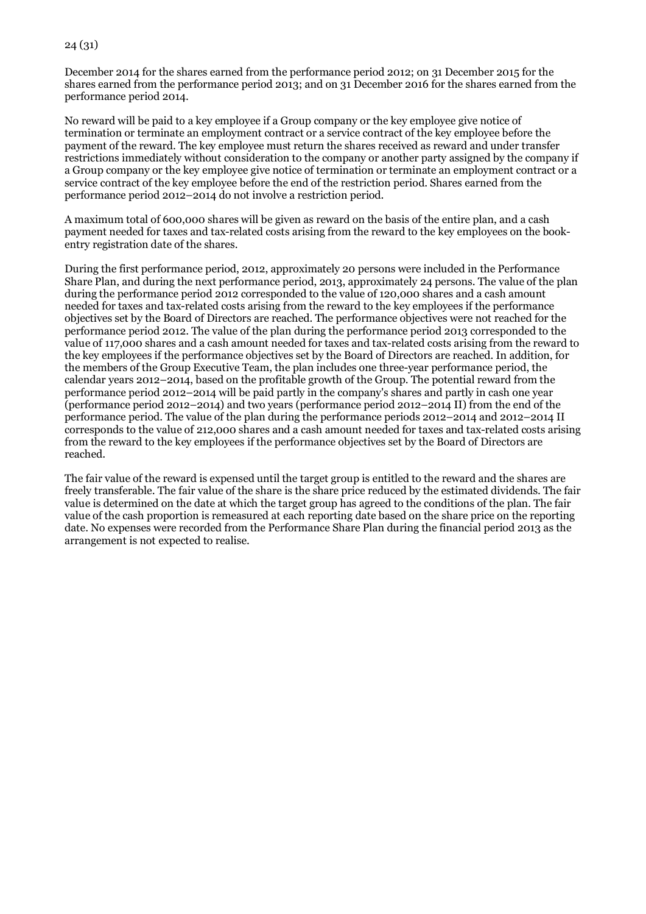December 2014 for the shares earned from the performance period 2012; on 31 December 2015 for the shares earned from the performance period 2013; and on 31 December 2016 for the shares earned from the performance period 2014.

No reward will be paid to a key employee if a Group company or the key employee give notice of termination or terminate an employment contract or a service contract of the key employee before the payment of the reward. The key employee must return the shares received as reward and under transfer restrictions immediately without consideration to the company or another party assigned by the company if a Group company or the key employee give notice of termination or terminate an employment contract or a service contract of the key employee before the end of the restriction period. Shares earned from the performance period 2012–2014 do not involve a restriction period.

A maximum total of 600,000 shares will be given as reward on the basis of the entire plan, and a cash payment needed for taxes and tax-related costs arising from the reward to the key employees on the book-entry registration date of the shares.

During the first performance period, 2012, approximately 20 persons were included in the Performance Share Plan, and during the next performance period, 2013, approximately 24 persons. The value of the plan during the performance period 2012 corresponded to the value of 120,000 shares and a cash amount needed for taxes and tax-related costs arising from the reward to the key employees if the performance objectives set by the Board of Directors are reached. The performance objectives were not reached for the performance period 2012. The value of the plan during the performance period 2013 corresponded to the value of 117,000 shares and a cash amount needed for taxes and tax-related costs arising from the reward to the key employees if the performance objectives set by the Board of Directors are reached. In addition, for the members of the Group Executive Team, the plan includes one three-year performance period, the calendar years 2012–2014, based on the profitable growth of the Group. The potential reward from the performance period 2012–2014 will be paid partly in the company's shares and partly in cash one year (performance period 2012–2014) and two years (performance period 2012–2014 II) from the end of the performance period. The value of the plan during the performance periods 2012–2014 and 2012–2014 II corresponds to the value of 212,000 shares and a cash amount needed for taxes and tax-related costs arising from the reward to the key employees if the performance objectives set by the Board of Directors are reached.

The fair value of the reward is expensed until the target group is entitled to the reward and the shares are freely transferable. The fair value of the share is the share price reduced by the estimated dividends. The fair value is determined on the date at which the target group has agreed to the conditions of the plan. The fair value of the cash proportion is remeasured at each reporting date based on the share price on the reporting date. No expenses were recorded from the Performance Share Plan during the financial period 2013 as the arrangement is not expected to realise.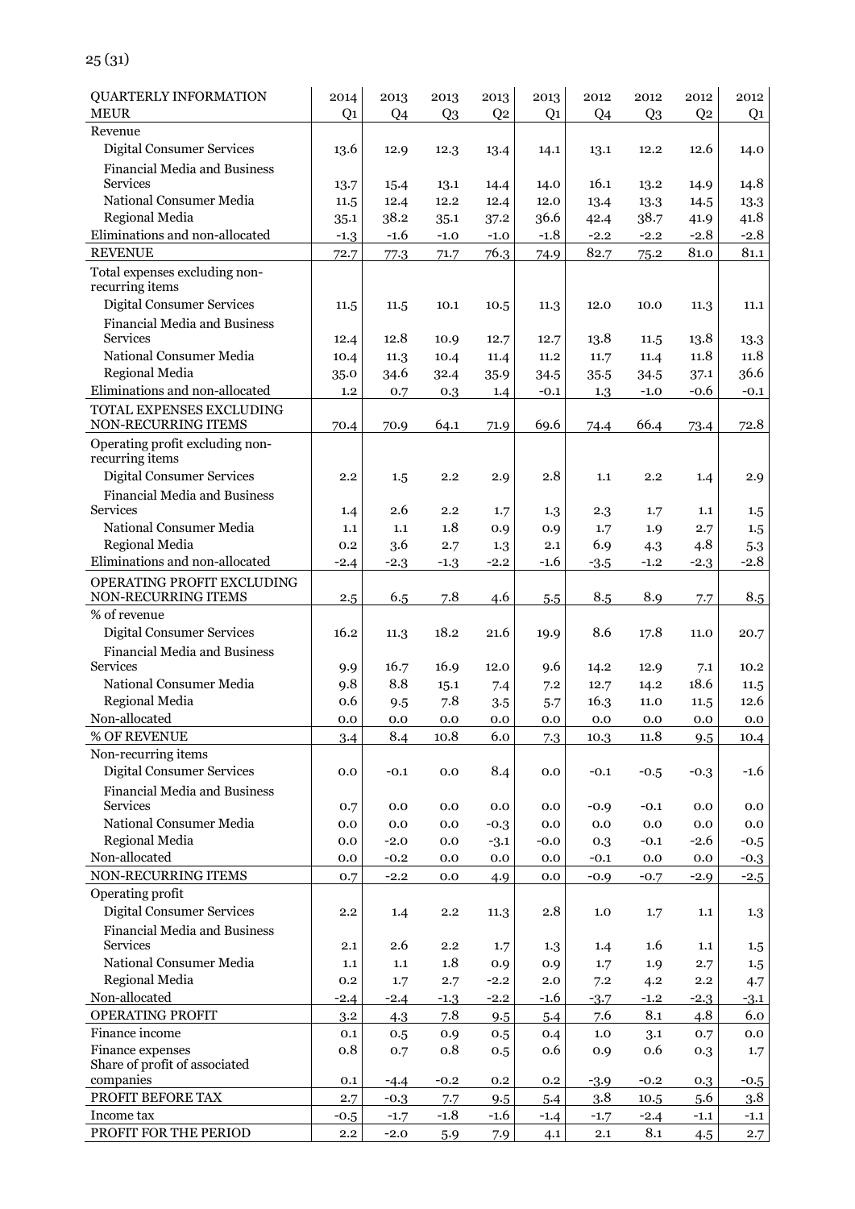| QUARTERLY INFORMATION MEUR | 2014 Q1 | 2013 Q4 | 2013 Q3 | 2013 Q2 | 2013 Q1 | 2012 Q4 | 2012 Q3 | 2012 Q2 | 2012 Q1 |
|---|---|---|---|---|---|---|---|---|---|
| Revenue | | | | | | | | | |
| Digital Consumer Services | 13.6 | 12.9 | 12.3 | 13.4 | 14.1 | 13.1 | 12.2 | 12.6 | 14.0 |
| Financial Media and Business Services | 13.7 | 15.4 | 13.1 | 14.4 | 14.0 | 16.1 | 13.2 | 14.9 | 14.8 |
| National Consumer Media | 11.5 | 12.4 | 12.2 | 12.4 | 12.0 | 13.4 | 13.3 | 14.5 | 13.3 |
| Regional Media | 35.1 | 38.2 | 35.1 | 37.2 | 36.6 | 42.4 | 38.7 | 41.9 | 41.8 |
| Eliminations and non-allocated | -1.3 | -1.6 | -1.0 | -1.0 | -1.8 | -2.2 | -2.2 | -2.8 | -2.8 |
| REVENUE | 72.7 | 77.3 | 71.7 | 76.3 | 74.9 | 82.7 | 75.2 | 81.0 | 81.1 |
| Total expenses excluding non-recurring items | | | | | | | | | |
| Digital Consumer Services | 11.5 | 11.5 | 10.1 | 10.5 | 11.3 | 12.0 | 10.0 | 11.3 | 11.1 |
| Financial Media and Business Services | 12.4 | 12.8 | 10.9 | 12.7 | 12.7 | 13.8 | 11.5 | 13.8 | 13.3 |
| National Consumer Media | 10.4 | 11.3 | 10.4 | 11.4 | 11.2 | 11.7 | 11.4 | 11.8 | 11.8 |
| Regional Media | 35.0 | 34.6 | 32.4 | 35.9 | 34.5 | 35.5 | 34.5 | 37.1 | 36.6 |
| Eliminations and non-allocated | 1.2 | 0.7 | 0.3 | 1.4 | -0.1 | 1.3 | -1.0 | -0.6 | -0.1 |
| TOTAL EXPENSES EXCLUDING NON-RECURRING ITEMS | 70.4 | 70.9 | 64.1 | 71.9 | 69.6 | 74.4 | 66.4 | 73.4 | 72.8 |
| Operating profit excluding non-recurring items | | | | | | | | | |
| Digital Consumer Services | 2.2 | 1.5 | 2.2 | 2.9 | 2.8 | 1.1 | 2.2 | 1.4 | 2.9 |
| Financial Media and Business Services | 1.4 | 2.6 | 2.2 | 1.7 | 1.3 | 2.3 | 1.7 | 1.1 | 1.5 |
| National Consumer Media | 1.1 | 1.1 | 1.8 | 0.9 | 0.9 | 1.7 | 1.9 | 2.7 | 1.5 |
| Regional Media | 0.2 | 3.6 | 2.7 | 1.3 | 2.1 | 6.9 | 4.3 | 4.8 | 5.3 |
| Eliminations and non-allocated | -2.4 | -2.3 | -1.3 | -2.2 | -1.6 | -3.5 | -1.2 | -2.3 | -2.8 |
| OPERATING PROFIT EXCLUDING NON-RECURRING ITEMS | 2.5 | 6.5 | 7.8 | 4.6 | 5.5 | 8.5 | 8.9 | 7.7 | 8.5 |
| % of revenue | | | | | | | | | |
| Digital Consumer Services | 16.2 | 11.3 | 18.2 | 21.6 | 19.9 | 8.6 | 17.8 | 11.0 | 20.7 |
| Financial Media and Business Services | 9.9 | 16.7 | 16.9 | 12.0 | 9.6 | 14.2 | 12.9 | 7.1 | 10.2 |
| National Consumer Media | 9.8 | 8.8 | 15.1 | 7.4 | 7.2 | 12.7 | 14.2 | 18.6 | 11.5 |
| Regional Media | 0.6 | 9.5 | 7.8 | 3.5 | 5.7 | 16.3 | 11.0 | 11.5 | 12.6 |
| Non-allocated | 0.0 | 0.0 | 0.0 | 0.0 | 0.0 | 0.0 | 0.0 | 0.0 | 0.0 |
| % OF REVENUE | 3.4 | 8.4 | 10.8 | 6.0 | 7.3 | 10.3 | 11.8 | 9.5 | 10.4 |
| Non-recurring items | | | | | | | | | |
| Digital Consumer Services | 0.0 | -0.1 | 0.0 | 8.4 | 0.0 | -0.1 | -0.5 | -0.3 | -1.6 |
| Financial Media and Business Services | 0.7 | 0.0 | 0.0 | 0.0 | 0.0 | -0.9 | -0.1 | 0.0 | 0.0 |
| National Consumer Media | 0.0 | 0.0 | 0.0 | -0.3 | 0.0 | 0.0 | 0.0 | 0.0 | 0.0 |
| Regional Media | 0.0 | -2.0 | 0.0 | -3.1 | -0.0 | 0.3 | -0.1 | -2.6 | -0.5 |
| Non-allocated | 0.0 | -0.2 | 0.0 | 0.0 | 0.0 | -0.1 | 0.0 | 0.0 | -0.3 |
| NON-RECURRING ITEMS | 0.7 | -2.2 | 0.0 | 4.9 | 0.0 | -0.9 | -0.7 | -2.9 | -2.5 |
| Operating profit | | | | | | | | | |
| Digital Consumer Services | 2.2 | 1.4 | 2.2 | 11.3 | 2.8 | 1.0 | 1.7 | 1.1 | 1.3 |
| Financial Media and Business Services | 2.1 | 2.6 | 2.2 | 1.7 | 1.3 | 1.4 | 1.6 | 1.1 | 1.5 |
| National Consumer Media | 1.1 | 1.1 | 1.8 | 0.9 | 0.9 | 1.7 | 1.9 | 2.7 | 1.5 |
| Regional Media | 0.2 | 1.7 | 2.7 | -2.2 | 2.0 | 7.2 | 4.2 | 2.2 | 4.7 |
| Non-allocated | -2.4 | -2.4 | -1.3 | -2.2 | -1.6 | -3.7 | -1.2 | -2.3 | -3.1 |
| OPERATING PROFIT | 3.2 | 4.3 | 7.8 | 9.5 | 5.4 | 7.6 | 8.1 | 4.8 | 6.0 |
| Finance income | 0.1 | 0.5 | 0.9 | 0.5 | 0.4 | 1.0 | 3.1 | 0.7 | 0.0 |
| Finance expenses | 0.8 | 0.7 | 0.8 | 0.5 | 0.6 | 0.9 | 0.6 | 0.3 | 1.7 |
| Share of profit of associated companies | 0.1 | -4.4 | -0.2 | 0.2 | 0.2 | -3.9 | -0.2 | 0.3 | -0.5 |
| PROFIT BEFORE TAX | 2.7 | -0.3 | 7.7 | 9.5 | 5.4 | 3.8 | 10.5 | 5.6 | 3.8 |
| Income tax | -0.5 | -1.7 | -1.8 | -1.6 | -1.4 | -1.7 | -2.4 | -1.1 | -1.1 |
| PROFIT FOR THE PERIOD | 2.2 | -2.0 | 5.9 | 7.9 | 4.1 | 2.1 | 8.1 | 4.5 | 2.7 |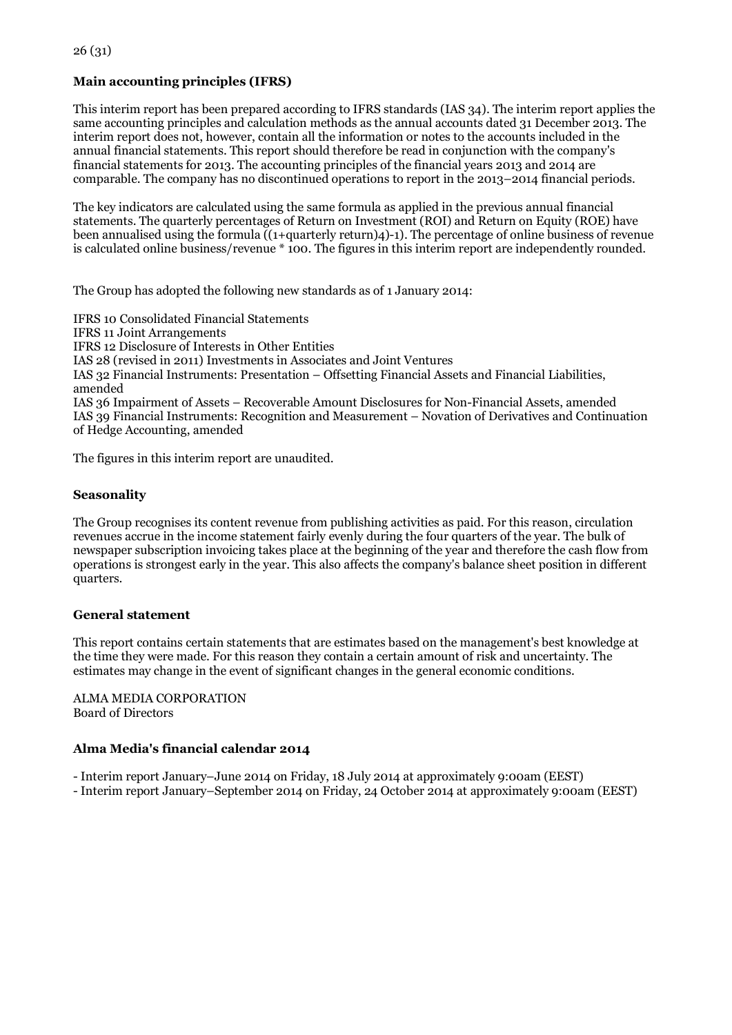## Main accounting principles (IFRS)

This interim report has been prepared according to IFRS standards (IAS 34). The interim report applies the same accounting principles and calculation methods as the annual accounts dated 31 December 2013. The interim report does not, however, contain all the information or notes to the accounts included in the annual financial statements. This report should therefore be read in conjunction with the company's financial statements for 2013. The accounting principles of the financial years 2013 and 2014 are comparable. The company has no discontinued operations to report in the 2013–2014 financial periods.

The key indicators are calculated using the same formula as applied in the previous annual financial statements. The quarterly percentages of Return on Investment (ROI) and Return on Equity (ROE) have been annualised using the formula ((1+quarterly return)4)-1). The percentage of online business of revenue is calculated online business/revenue * 100. The figures in this interim report are independently rounded.

The Group has adopted the following new standards as of 1 January 2014:

IFRS 10 Consolidated Financial Statements
IFRS 11 Joint Arrangements
IFRS 12 Disclosure of Interests in Other Entities
IAS 28 (revised in 2011) Investments in Associates and Joint Ventures
IAS 32 Financial Instruments: Presentation – Offsetting Financial Assets and Financial Liabilities, amended
IAS 36 Impairment of Assets – Recoverable Amount Disclosures for Non-Financial Assets, amended
IAS 39 Financial Instruments: Recognition and Measurement – Novation of Derivatives and Continuation of Hedge Accounting, amended

The figures in this interim report are unaudited.

## Seasonality

The Group recognises its content revenue from publishing activities as paid. For this reason, circulation revenues accrue in the income statement fairly evenly during the four quarters of the year. The bulk of newspaper subscription invoicing takes place at the beginning of the year and therefore the cash flow from operations is strongest early in the year. This also affects the company's balance sheet position in different quarters.

## General statement

This report contains certain statements that are estimates based on the management's best knowledge at the time they were made. For this reason they contain a certain amount of risk and uncertainty. The estimates may change in the event of significant changes in the general economic conditions.

ALMA MEDIA CORPORATION
Board of Directors

## Alma Media's financial calendar 2014

- Interim report January–June 2014 on Friday, 18 July 2014 at approximately 9:00am (EEST)
- Interim report January–September 2014 on Friday, 24 October 2014 at approximately 9:00am (EEST)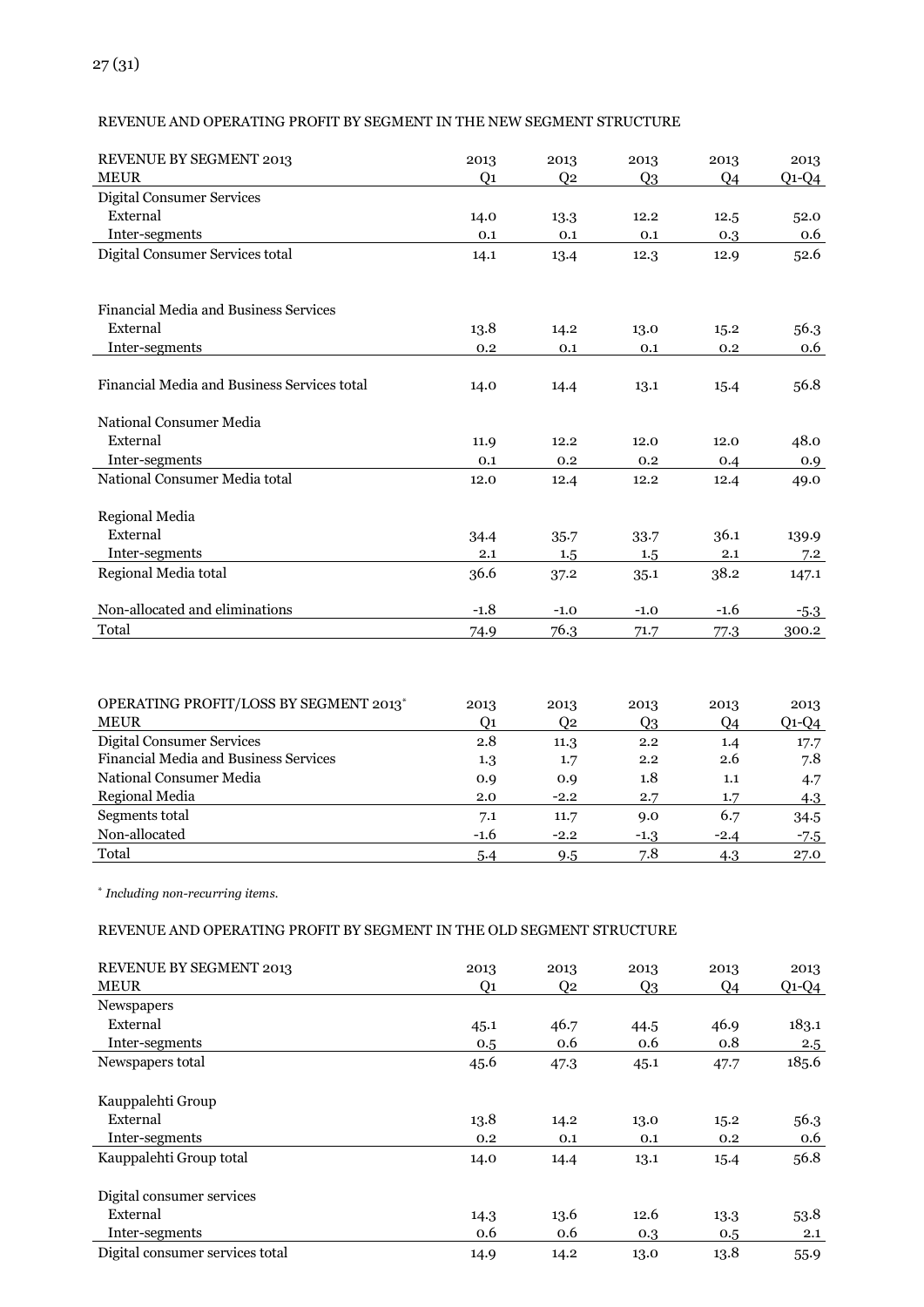REVENUE AND OPERATING PROFIT BY SEGMENT IN THE NEW SEGMENT STRUCTURE

| REVENUE BY SEGMENT 2013<br>MEUR | 2013<br>Q1 | 2013<br>Q2 | 2013<br>Q3 | 2013<br>Q4 | 2013<br>Q1-Q4 |
|---|---|---|---|---|---|
| Digital Consumer Services | | | | | |
| External | 14.0 | 13.3 | 12.2 | 12.5 | 52.0 |
| Inter-segments | 0.1 | 0.1 | 0.1 | 0.3 | 0.6 |
| Digital Consumer Services total | 14.1 | 13.4 | 12.3 | 12.9 | 52.6 |
| | | | | | |
| Financial Media and Business Services | | | | | |
| External | 13.8 | 14.2 | 13.0 | 15.2 | 56.3 |
| Inter-segments | 0.2 | 0.1 | 0.1 | 0.2 | 0.6 |
| Financial Media and Business Services total | 14.0 | 14.4 | 13.1 | 15.4 | 56.8 |
| | | | | | |
| National Consumer Media | | | | | |
| External | 11.9 | 12.2 | 12.0 | 12.0 | 48.0 |
| Inter-segments | 0.1 | 0.2 | 0.2 | 0.4 | 0.9 |
| National Consumer Media total | 12.0 | 12.4 | 12.2 | 12.4 | 49.0 |
| | | | | | |
| Regional Media | | | | | |
| External | 34.4 | 35.7 | 33.7 | 36.1 | 139.9 |
| Inter-segments | 2.1 | 1.5 | 1.5 | 2.1 | 7.2 |
| Regional Media total | 36.6 | 37.2 | 35.1 | 38.2 | 147.1 |
| | | | | | |
| Non-allocated and eliminations | -1.8 | -1.0 | -1.0 | -1.6 | -5.3 |
| Total | 74.9 | 76.3 | 71.7 | 77.3 | 300.2 |

| OPERATING PROFIT/LOSS BY SEGMENT 2013*<br>MEUR | 2013<br>Q1 | 2013<br>Q2 | 2013<br>Q3 | 2013<br>Q4 | 2013<br>Q1-Q4 |
|---|---|---|---|---|---|
| Digital Consumer Services | 2.8 | 11.3 | 2.2 | 1.4 | 17.7 |
| Financial Media and Business Services | 1.3 | 1.7 | 2.2 | 2.6 | 7.8 |
| National Consumer Media | 0.9 | 0.9 | 1.8 | 1.1 | 4.7 |
| Regional Media | 2.0 | -2.2 | 2.7 | 1.7 | 4.3 |
| Segments total | 7.1 | 11.7 | 9.0 | 6.7 | 34.5 |
| Non-allocated | -1.6 | -2.2 | -1.3 | -2.4 | -7.5 |
| Total | 5.4 | 9.5 | 7.8 | 4.3 | 27.0 |

*\* Including non-recurring items.*

REVENUE AND OPERATING PROFIT BY SEGMENT IN THE OLD SEGMENT STRUCTURE

| REVENUE BY SEGMENT 2013<br>MEUR | 2013<br>Q1 | 2013<br>Q2 | 2013<br>Q3 | 2013<br>Q4 | 2013<br>Q1-Q4 |
|---|---|---|---|---|---|
| Newspapers | | | | | |
| External | 45.1 | 46.7 | 44.5 | 46.9 | 183.1 |
| Inter-segments | 0.5 | 0.6 | 0.6 | 0.8 | 2.5 |
| Newspapers total | 45.6 | 47.3 | 45.1 | 47.7 | 185.6 |
| | | | | | |
| Kauppalehti Group | | | | | |
| External | 13.8 | 14.2 | 13.0 | 15.2 | 56.3 |
| Inter-segments | 0.2 | 0.1 | 0.1 | 0.2 | 0.6 |
| Kauppalehti Group total | 14.0 | 14.4 | 13.1 | 15.4 | 56.8 |
| | | | | | |
| Digital consumer services | | | | | |
| External | 14.3 | 13.6 | 12.6 | 13.3 | 53.8 |
| Inter-segments | 0.6 | 0.6 | 0.3 | 0.5 | 2.1 |
| Digital consumer services total | 14.9 | 14.2 | 13.0 | 13.8 | 55.9 |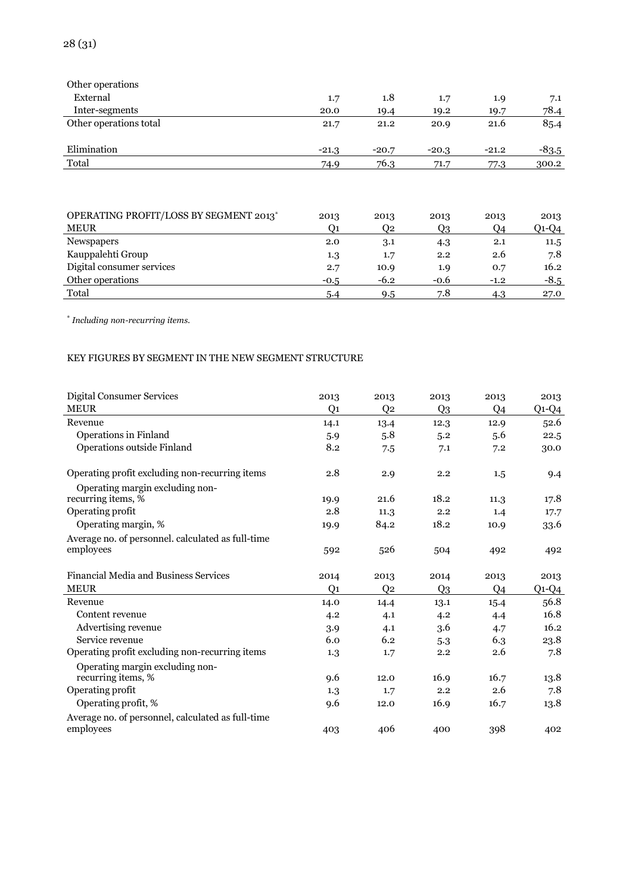| | | | | | |
|---|---|---|---|---|---|
| Other operations | | | | | |
| External | 1.7 | 1.8 | 1.7 | 1.9 | 7.1 |
| Inter-segments | 20.0 | 19.4 | 19.2 | 19.7 | 78.4 |
| Other operations total | 21.7 | 21.2 | 20.9 | 21.6 | 85.4 |
| | | | | | |
| Elimination | -21.3 | -20.7 | -20.3 | -21.2 | -83.5 |
| Total | 74.9 | 76.3 | 71.7 | 77.3 | 300.2 |

| OPERATING PROFIT/LOSS BY SEGMENT 2013* MEUR | 2013 Q1 | 2013 Q2 | 2013 Q3 | 2013 Q4 | 2013 Q1-Q4 |
|---|---|---|---|---|---|
| Newspapers | 2.0 | 3.1 | 4.3 | 2.1 | 11.5 |
| Kauppalehti Group | 1.3 | 1.7 | 2.2 | 2.6 | 7.8 |
| Digital consumer services | 2.7 | 10.9 | 1.9 | 0.7 | 16.2 |
| Other operations | -0.5 | -6.2 | -0.6 | -1.2 | -8.5 |
| Total | 5.4 | 9.5 | 7.8 | 4.3 | 27.0 |

* *Including non-recurring items.*

KEY FIGURES BY SEGMENT IN THE NEW SEGMENT STRUCTURE

| Digital Consumer Services MEUR | 2013 Q1 | 2013 Q2 | 2013 Q3 | 2013 Q4 | 2013 Q1-Q4 |
|---|---|---|---|---|---|
| Revenue | 14.1 | 13.4 | 12.3 | 12.9 | 52.6 |
| Operations in Finland | 5.9 | 5.8 | 5.2 | 5.6 | 22.5 |
| Operations outside Finland | 8.2 | 7.5 | 7.1 | 7.2 | 30.0 |
| | | | | | |
| Operating profit excluding non-recurring items | 2.8 | 2.9 | 2.2 | 1.5 | 9.4 |
| Operating margin excluding non-recurring items, % | 19.9 | 21.6 | 18.2 | 11.3 | 17.8 |
| Operating profit | 2.8 | 11.3 | 2.2 | 1.4 | 17.7 |
| Operating margin, % | 19.9 | 84.2 | 18.2 | 10.9 | 33.6 |
| Average no. of personnel. calculated as full-time employees | 592 | 526 | 504 | 492 | 492 |

| Financial Media and Business Services MEUR | 2014 Q1 | 2013 Q2 | 2014 Q3 | 2013 Q4 | 2013 Q1-Q4 |
|---|---|---|---|---|---|
| Revenue | 14.0 | 14.4 | 13.1 | 15.4 | 56.8 |
| Content revenue | 4.2 | 4.1 | 4.2 | 4.4 | 16.8 |
| Advertising revenue | 3.9 | 4.1 | 3.6 | 4.7 | 16.2 |
| Service revenue | 6.0 | 6.2 | 5.3 | 6.3 | 23.8 |
| Operating profit excluding non-recurring items | 1.3 | 1.7 | 2.2 | 2.6 | 7.8 |
| Operating margin excluding non-recurring items, % | 9.6 | 12.0 | 16.9 | 16.7 | 13.8 |
| Operating profit | 1.3 | 1.7 | 2.2 | 2.6 | 7.8 |
| Operating profit, % | 9.6 | 12.0 | 16.9 | 16.7 | 13.8 |
| Average no. of personnel, calculated as full-time employees | 403 | 406 | 400 | 398 | 402 |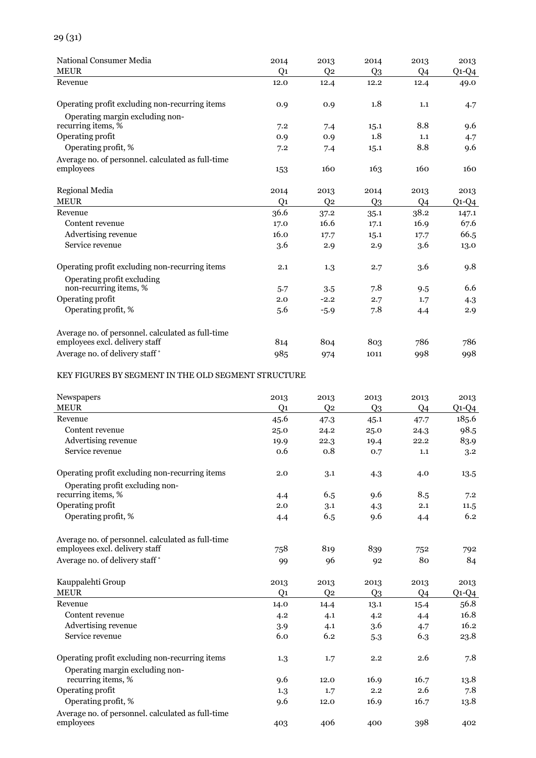| National Consumer Media | 2014 | 2013 | 2014 | 2013 | 2013 |
|---|---|---|---|---|---|
| MEUR | Q1 | Q2 | Q3 | Q4 | Q1-Q4 |
| Revenue | 12.0 | 12.4 | 12.2 | 12.4 | 49.0 |
| Operating profit excluding non-recurring items | 0.9 | 0.9 | 1.8 | 1.1 | 4.7 |
| Operating margin excluding non-recurring items, % | 7.2 | 7.4 | 15.1 | 8.8 | 9.6 |
| Operating profit | 0.9 | 0.9 | 1.8 | 1.1 | 4.7 |
| Operating profit, % | 7.2 | 7.4 | 15.1 | 8.8 | 9.6 |
| Average no. of personnel. calculated as full-time employees | 153 | 160 | 163 | 160 | 160 |

| Regional Media | 2014 | 2013 | 2014 | 2013 | 2013 |
|---|---|---|---|---|---|
| MEUR | Q1 | Q2 | Q3 | Q4 | Q1-Q4 |
| Revenue | 36.6 | 37.2 | 35.1 | 38.2 | 147.1 |
| Content revenue | 17.0 | 16.6 | 17.1 | 16.9 | 67.6 |
| Advertising revenue | 16.0 | 17.7 | 15.1 | 17.7 | 66.5 |
| Service revenue | 3.6 | 2.9 | 2.9 | 3.6 | 13.0 |
| Operating profit excluding non-recurring items | 2.1 | 1.3 | 2.7 | 3.6 | 9.8 |
| Operating profit excluding non-recurring items, % | 5.7 | 3.5 | 7.8 | 9.5 | 6.6 |
| Operating profit | 2.0 | -2.2 | 2.7 | 1.7 | 4.3 |
| Operating profit, % | 5.6 | -5.9 | 7.8 | 4.4 | 2.9 |
| Average no. of personnel. calculated as full-time employees excl. delivery staff | 814 | 804 | 803 | 786 | 786 |
| Average no. of delivery staff * | 985 | 974 | 1011 | 998 | 998 |

KEY FIGURES BY SEGMENT IN THE OLD SEGMENT STRUCTURE

| Newspapers | 2013 | 2013 | 2013 | 2013 | 2013 |
|---|---|---|---|---|---|
| MEUR | Q1 | Q2 | Q3 | Q4 | Q1-Q4 |
| Revenue | 45.6 | 47.3 | 45.1 | 47.7 | 185.6 |
| Content revenue | 25.0 | 24.2 | 25.0 | 24.3 | 98.5 |
| Advertising revenue | 19.9 | 22.3 | 19.4 | 22.2 | 83.9 |
| Service revenue | 0.6 | 0.8 | 0.7 | 1.1 | 3.2 |
| Operating profit excluding non-recurring items | 2.0 | 3.1 | 4.3 | 4.0 | 13.5 |
| Operating profit excluding non-recurring items, % | 4.4 | 6.5 | 9.6 | 8.5 | 7.2 |
| Operating profit | 2.0 | 3.1 | 4.3 | 2.1 | 11.5 |
| Operating profit, % | 4.4 | 6.5 | 9.6 | 4.4 | 6.2 |
| Average no. of personnel. calculated as full-time employees excl. delivery staff | 758 | 819 | 839 | 752 | 792 |
| Average no. of delivery staff * | 99 | 96 | 92 | 80 | 84 |

| Kauppalehti Group | 2013 | 2013 | 2013 | 2013 | 2013 |
|---|---|---|---|---|---|
| MEUR | Q1 | Q2 | Q3 | Q4 | Q1-Q4 |
| Revenue | 14.0 | 14.4 | 13.1 | 15.4 | 56.8 |
| Content revenue | 4.2 | 4.1 | 4.2 | 4.4 | 16.8 |
| Advertising revenue | 3.9 | 4.1 | 3.6 | 4.7 | 16.2 |
| Service revenue | 6.0 | 6.2 | 5.3 | 6.3 | 23.8 |
| Operating profit excluding non-recurring items | 1.3 | 1.7 | 2.2 | 2.6 | 7.8 |
| Operating margin excluding non-recurring items, % | 9.6 | 12.0 | 16.9 | 16.7 | 13.8 |
| Operating profit | 1.3 | 1.7 | 2.2 | 2.6 | 7.8 |
| Operating profit, % | 9.6 | 12.0 | 16.9 | 16.7 | 13.8 |
| Average no. of personnel. calculated as full-time employees | 403 | 406 | 400 | 398 | 402 |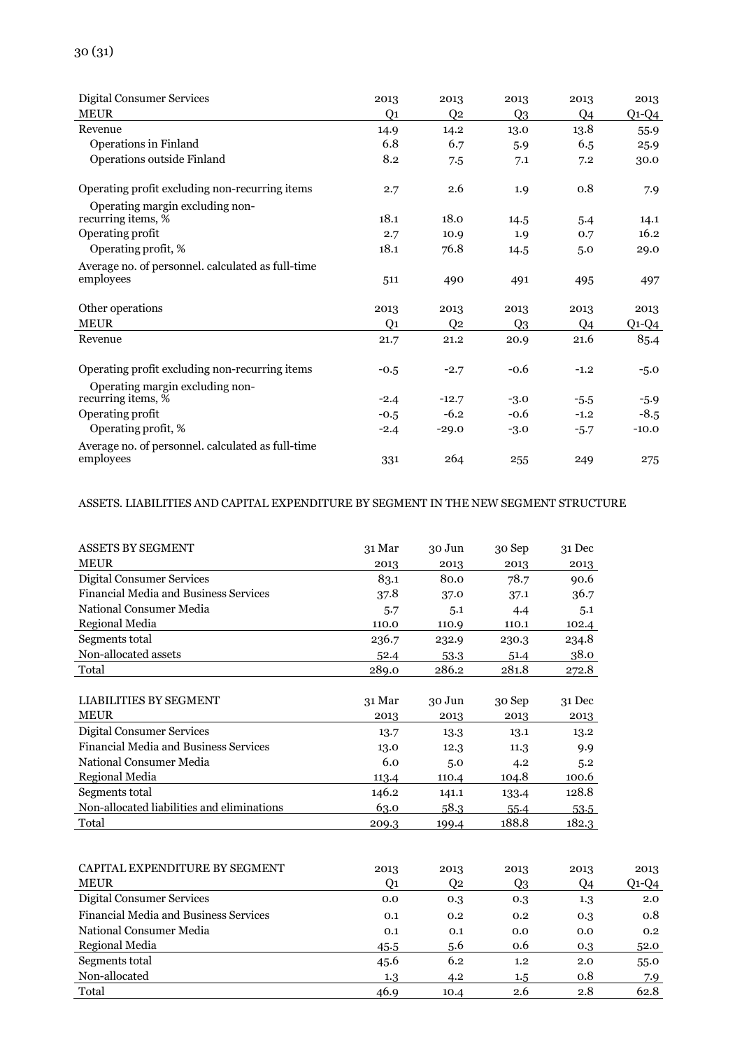| Digital Consumer Services | 2013 | 2013 | 2013 | 2013 | 2013 |
|---|---|---|---|---|---|
| MEUR | Q1 | Q2 | Q3 | Q4 | Q1-Q4 |
| Revenue | 14.9 | 14.2 | 13.0 | 13.8 | 55.9 |
| Operations in Finland | 6.8 | 6.7 | 5.9 | 6.5 | 25.9 |
| Operations outside Finland | 8.2 | 7.5 | 7.1 | 7.2 | 30.0 |
| Operating profit excluding non-recurring items | 2.7 | 2.6 | 1.9 | 0.8 | 7.9 |
| Operating margin excluding non-recurring items, % | 18.1 | 18.0 | 14.5 | 5.4 | 14.1 |
| Operating profit | 2.7 | 10.9 | 1.9 | 0.7 | 16.2 |
| Operating profit, % | 18.1 | 76.8 | 14.5 | 5.0 | 29.0 |
| Average no. of personnel. calculated as full-time employees | 511 | 490 | 491 | 495 | 497 |

| Other operations | 2013 | 2013 | 2013 | 2013 | 2013 |
|---|---|---|---|---|---|
| MEUR | Q1 | Q2 | Q3 | Q4 | Q1-Q4 |
| Revenue | 21.7 | 21.2 | 20.9 | 21.6 | 85.4 |
| Operating profit excluding non-recurring items | -0.5 | -2.7 | -0.6 | -1.2 | -5.0 |
| Operating margin excluding non-recurring items, % | -2.4 | -12.7 | -3.0 | -5.5 | -5.9 |
| Operating profit | -0.5 | -6.2 | -0.6 | -1.2 | -8.5 |
| Operating profit, % | -2.4 | -29.0 | -3.0 | -5.7 | -10.0 |
| Average no. of personnel. calculated as full-time employees | 331 | 264 | 255 | 249 | 275 |

ASSETS. LIABILITIES AND CAPITAL EXPENDITURE BY SEGMENT IN THE NEW SEGMENT STRUCTURE

| ASSETS BY SEGMENT | 31 Mar | 30 Jun | 30 Sep | 31 Dec |
|---|---|---|---|---|
| MEUR | 2013 | 2013 | 2013 | 2013 |
| Digital Consumer Services | 83.1 | 80.0 | 78.7 | 90.6 |
| Financial Media and Business Services | 37.8 | 37.0 | 37.1 | 36.7 |
| National Consumer Media | 5.7 | 5.1 | 4.4 | 5.1 |
| Regional Media | 110.0 | 110.9 | 110.1 | 102.4 |
| Segments total | 236.7 | 232.9 | 230.3 | 234.8 |
| Non-allocated assets | 52.4 | 53.3 | 51.4 | 38.0 |
| Total | 289.0 | 286.2 | 281.8 | 272.8 |

| LIABILITIES BY SEGMENT | 31 Mar | 30 Jun | 30 Sep | 31 Dec |
|---|---|---|---|---|
| MEUR | 2013 | 2013 | 2013 | 2013 |
| Digital Consumer Services | 13.7 | 13.3 | 13.1 | 13.2 |
| Financial Media and Business Services | 13.0 | 12.3 | 11.3 | 9.9 |
| National Consumer Media | 6.0 | 5.0 | 4.2 | 5.2 |
| Regional Media | 113.4 | 110.4 | 104.8 | 100.6 |
| Segments total | 146.2 | 141.1 | 133.4 | 128.8 |
| Non-allocated liabilities and eliminations | 63.0 | 58.3 | 55.4 | 53.5 |
| Total | 209.3 | 199.4 | 188.8 | 182.3 |

| CAPITAL EXPENDITURE BY SEGMENT | 2013 | 2013 | 2013 | 2013 | 2013 |
|---|---|---|---|---|---|
| MEUR | Q1 | Q2 | Q3 | Q4 | Q1-Q4 |
| Digital Consumer Services | 0.0 | 0.3 | 0.3 | 1.3 | 2.0 |
| Financial Media and Business Services | 0.1 | 0.2 | 0.2 | 0.3 | 0.8 |
| National Consumer Media | 0.1 | 0.1 | 0.0 | 0.0 | 0.2 |
| Regional Media | 45.5 | 5.6 | 0.6 | 0.3 | 52.0 |
| Segments total | 45.6 | 6.2 | 1.2 | 2.0 | 55.0 |
| Non-allocated | 1.3 | 4.2 | 1.5 | 0.8 | 7.9 |
| Total | 46.9 | 10.4 | 2.6 | 2.8 | 62.8 |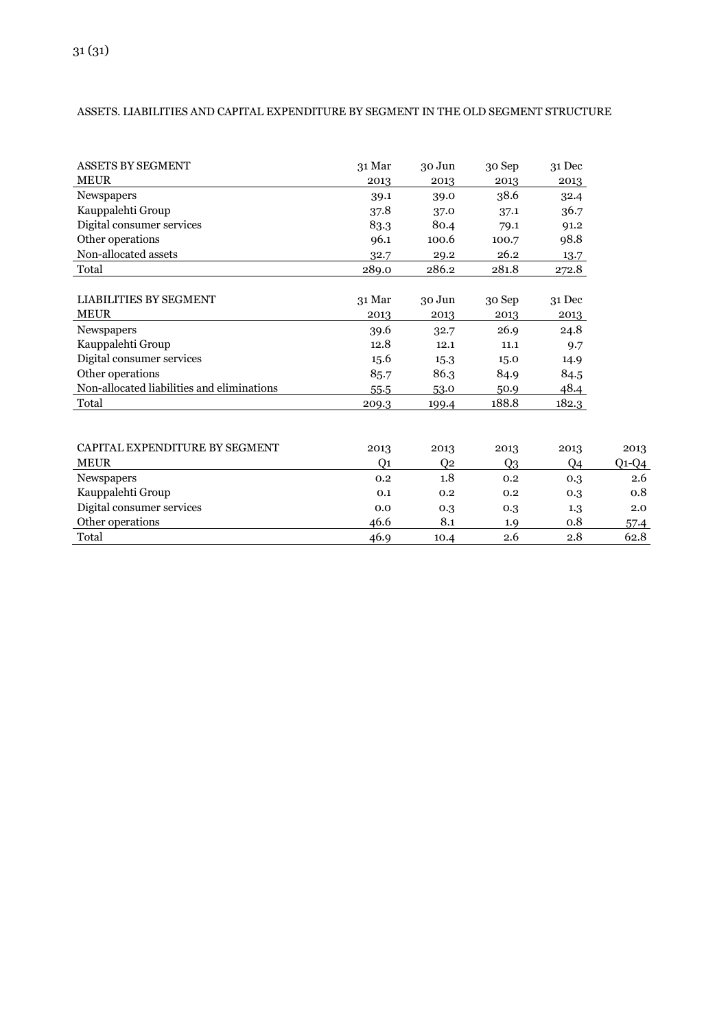ASSETS. LIABILITIES AND CAPITAL EXPENDITURE BY SEGMENT IN THE OLD SEGMENT STRUCTURE

| ASSETS BY SEGMENT | 31 Mar | 30 Jun | 30 Sep | 31 Dec |
|---|---|---|---|---|
| MEUR | 2013 | 2013 | 2013 | 2013 |
| Newspapers | 39.1 | 39.0 | 38.6 | 32.4 |
| Kauppalehti Group | 37.8 | 37.0 | 37.1 | 36.7 |
| Digital consumer services | 83.3 | 80.4 | 79.1 | 91.2 |
| Other operations | 96.1 | 100.6 | 100.7 | 98.8 |
| Non-allocated assets | 32.7 | 29.2 | 26.2 | 13.7 |
| Total | 289.0 | 286.2 | 281.8 | 272.8 |

| LIABILITIES BY SEGMENT | 31 Mar | 30 Jun | 30 Sep | 31 Dec |
|---|---|---|---|---|
| MEUR | 2013 | 2013 | 2013 | 2013 |
| Newspapers | 39.6 | 32.7 | 26.9 | 24.8 |
| Kauppalehti Group | 12.8 | 12.1 | 11.1 | 9.7 |
| Digital consumer services | 15.6 | 15.3 | 15.0 | 14.9 |
| Other operations | 85.7 | 86.3 | 84.9 | 84.5 |
| Non-allocated liabilities and eliminations | 55.5 | 53.0 | 50.9 | 48.4 |
| Total | 209.3 | 199.4 | 188.8 | 182.3 |

| CAPITAL EXPENDITURE BY SEGMENT | 2013 | 2013 | 2013 | 2013 | 2013 |
|---|---|---|---|---|---|
| MEUR | Q1 | Q2 | Q3 | Q4 | Q1-Q4 |
| Newspapers | 0.2 | 1.8 | 0.2 | 0.3 | 2.6 |
| Kauppalehti Group | 0.1 | 0.2 | 0.2 | 0.3 | 0.8 |
| Digital consumer services | 0.0 | 0.3 | 0.3 | 1.3 | 2.0 |
| Other operations | 46.6 | 8.1 | 1.9 | 0.8 | 57.4 |
| Total | 46.9 | 10.4 | 2.6 | 2.8 | 62.8 |